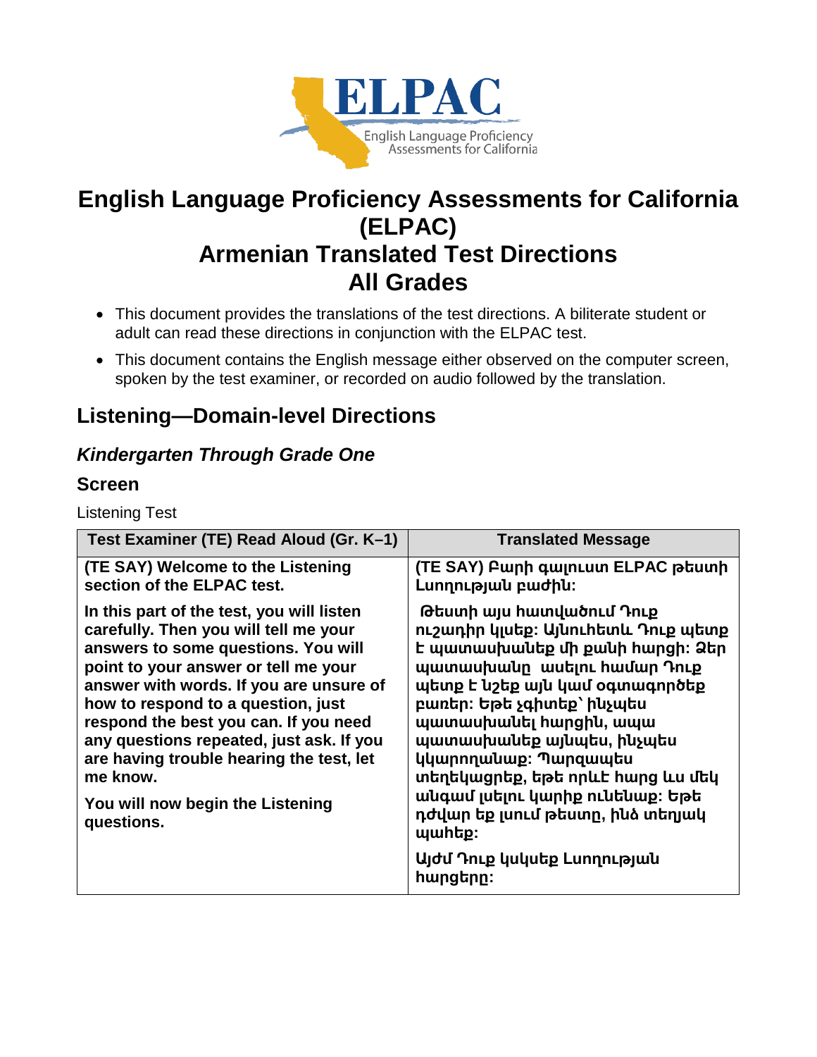# English Language Proficiency Assessments for California (ELPAC)
# Armenian Translated Test Directions
# All Grades

- This document provides the translations of the test directions. A biliterate student or adult can read these directions in conjunction with the ELPAC test.
- This document contains the English message either observed on the computer screen, spoken by the test examiner, or recorded on audio followed by the translation.

## Listening—Domain-level Directions

### *Kindergarten Through Grade One*

### Screen

Listening Test

| Test Examiner (TE) Read Aloud (Gr. K–1) | Translated Message |
|---|---|
| **(TE SAY) Welcome to the Listening section of the ELPAC test.**<br><br>**In this part of the test, you will listen carefully. Then you will tell me your answers to some questions. You will point to your answer or tell me your answer with words. If you are unsure of how to respond to a question, just respond the best you can. If you need any questions repeated, just ask. If you are having trouble hearing the test, let me know.**<br><br>**You will now begin the Listening questions.** | **(TE SAY) Բարի գալուստ ELPAC թեստի Լսողության բաժին:**<br><br>**Թեստի այս հատվածում Դուք ուշադիր կլսեք: Այնուհետև Դուք պետք է պատասխանեք մի քանի հարցի: Ձեր պատասխանը ասելու համար Դուք պետք է նշեք այն կամ օգտագործեք բառեր: Եթե չգիտեք՝ ինչպես պատասխանել հարցին, ապա պատասխանեք այնպես, ինչպես կկարողանաք: Պարզապես տեղեկացրեք, եթե որևէ հարց ևս մեկ անգամ լսելու կարիք ունենաք: Եթե դժվար եք լսում թեստը, ինձ տեղյակ պահեք:**<br><br>**Այժմ Դուք կսկսեք Լսողության հարցերը:** |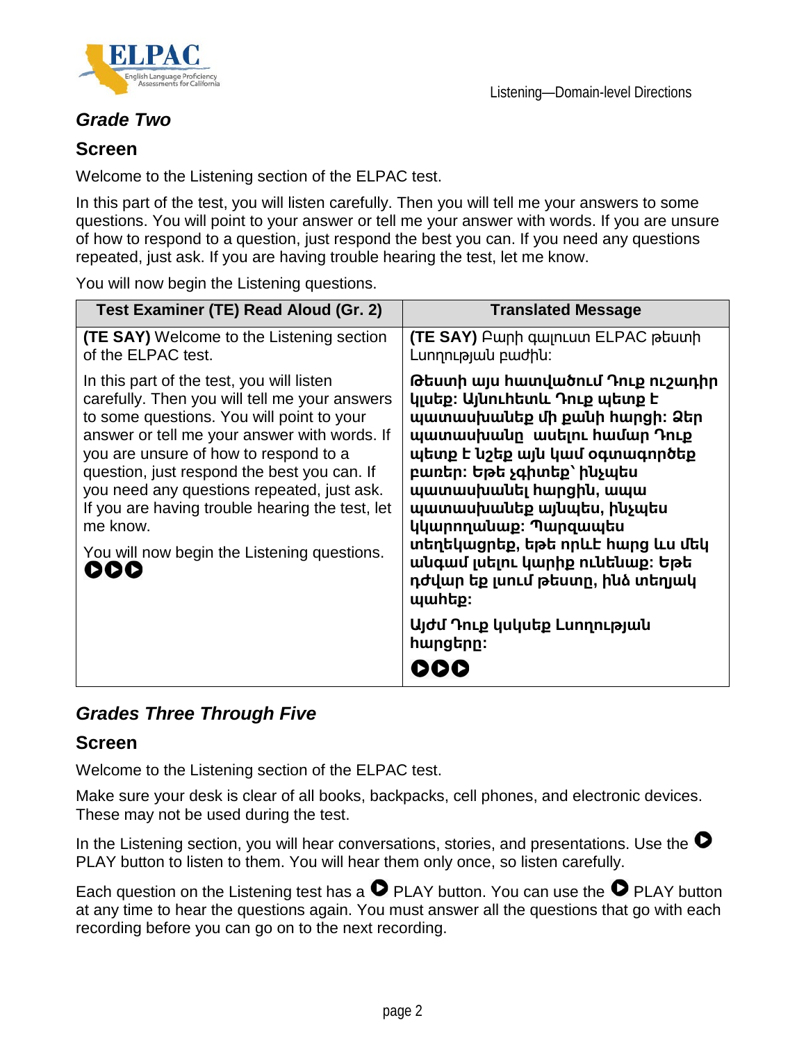## *Grade Two*

### Screen

Welcome to the Listening section of the ELPAC test.

In this part of the test, you will listen carefully. Then you will tell me your answers to some questions. You will point to your answer or tell me your answer with words. If you are unsure of how to respond to a question, just respond the best you can. If you need any questions repeated, just ask. If you are having trouble hearing the test, let me know.

You will now begin the Listening questions.

| Test Examiner (TE) Read Aloud (Gr. 2) | Translated Message |
|---|---|
| **(TE SAY)** Welcome to the Listening section of the ELPAC test. | **(TE SAY)** Բարի գալուստ ELPAC թեստի Լսողության բաժին: |
| In this part of the test, you will listen carefully. Then you will tell me your answers to some questions. You will point to your answer or tell me your answer with words. If you are unsure of how to respond to a question, just respond the best you can. If you need any questions repeated, just ask. If you are having trouble hearing the test, let me know.<br><br>You will now begin the Listening questions. | **Թեստի այս հատվածում Դուք ուշադիր կլսեք: Այնուհետև Դուք պետք է պատասխանեք մի քանի հարցի: Ձեր պատասխանը ասելու համար Դուք պետք է նշեք այն կամ օգտագործեք բառեր: Եթե չգիտեք՝ ինչպես պատասխանել հարցին, ապա պատասխանեք այնպես, ինչպես կկարողանաք: Պարզապես տեղեկացրեք, եթե որևէ հարց ևս մեկ անգամ լսելու կարիք ունենաք: Եթե դժվար եք լսում թեստը, ինձ տեղյակ պահեք:**<br><br>**Այժմ Դուք կսկսեք Լսողության հարցերը:** |

## *Grades Three Through Five*

### Screen

Welcome to the Listening section of the ELPAC test.

Make sure your desk is clear of all books, backpacks, cell phones, and electronic devices. These may not be used during the test.

In the Listening section, you will hear conversations, stories, and presentations. Use the PLAY button to listen to them. You will hear them only once, so listen carefully.

Each question on the Listening test has a PLAY button. You can use the PLAY button at any time to hear the questions again. You must answer all the questions that go with each recording before you can go on to the next recording.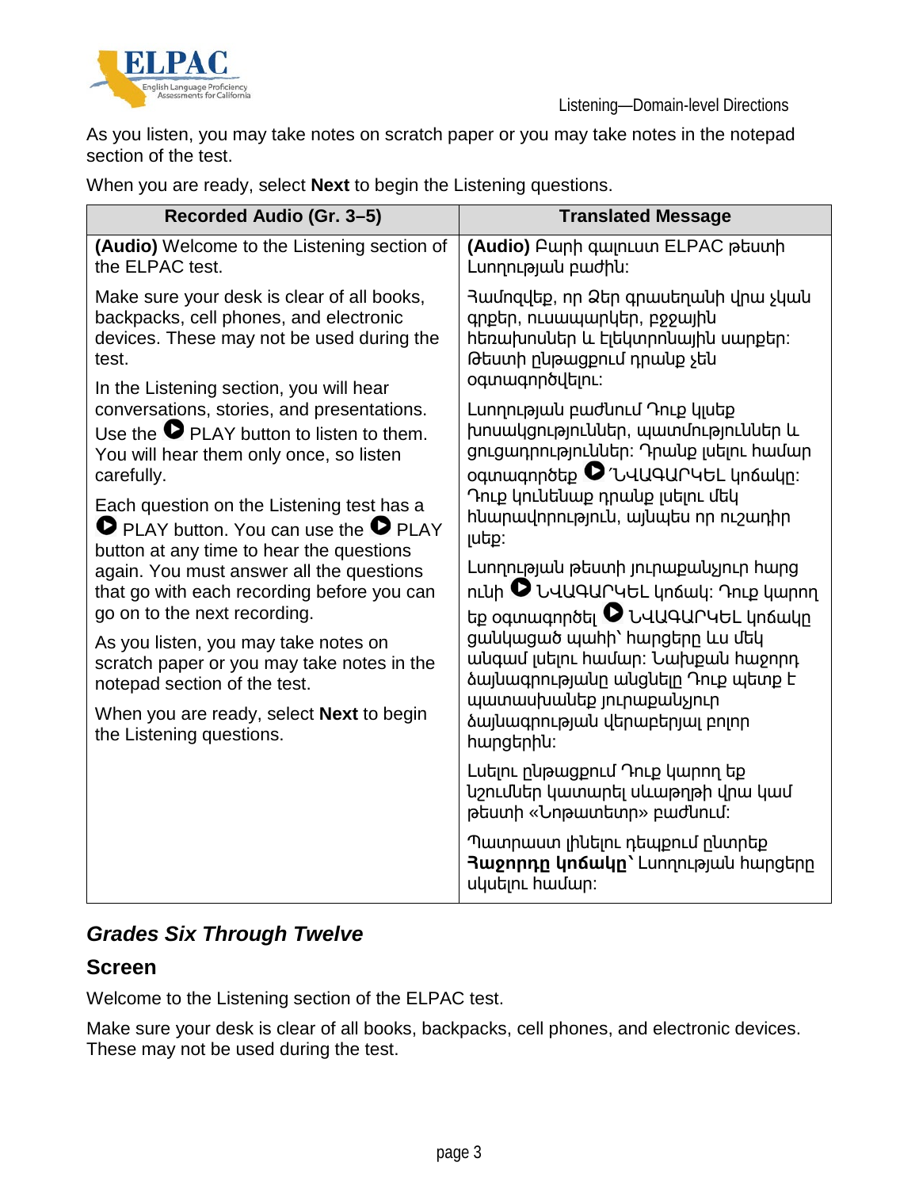As you listen, you may take notes on scratch paper or you may take notes in the notepad section of the test.

When you are ready, select **Next** to begin the Listening questions.

| Recorded Audio (Gr. 3–5) | Translated Message |
|---|---|
| **(Audio)** Welcome to the Listening section of the ELPAC test. | **(Audio)** Բարի գալուստ ELPAC թեստի Լսողության բաժին: |
| Make sure your desk is clear of all books, backpacks, cell phones, and electronic devices. These may not be used during the test. | Համոզվեք, որ Ձեր գրասեղանի վրա չկան գրքեր, ուսապարկեր, բջջային հեռախոսներ և էլեկտրոնային սարքեր: Թեստի ընթացքում դրանք չեն օգտագործվելու: |
| In the Listening section, you will hear conversations, stories, and presentations. Use the ⏵ PLAY button to listen to them. You will hear them only once, so listen carefully. | Լսողության բաժնում Դուք կլսեք խոսակցություններ, պատմություններ և ցուցադրություններ: Դրանք լսելու համար օգտագործեք ⏵ ՆՎԱԳԱՐԿԵԼ կոճակը: Դուք կունենաք դրանք լսելու մեկ հնարավորություն, այնպես որ ուշադիր լսեք: |
| Each question on the Listening test has a ⏵ PLAY button. You can use the ⏵ PLAY button at any time to hear the questions again. You must answer all the questions that go with each recording before you can go on to the next recording. | Լսողության թեստի յուրաքանչյուր հարց ունի ⏵ ՆՎԱԳԱՐԿԵԼ կոճակ: Դուք կարող եք օգտագործել ⏵ ՆՎԱԳԱՐԿԵԼ կոճակը ցանկացած պահի՝ հարցերը ևս մեկ անգամ լսելու համար: Նախքան հաջորդ ձայնագրությանը անցնելը Դուք պետք է պատասխանեք յուրաքանչյուր ձայնագրության վերաբերյալ բոլոր հարցերին: |
| As you listen, you may take notes on scratch paper or you may take notes in the notepad section of the test. | Լսելու ընթացքում Դուք կարող եք նշումներ կատարել սևաթղթի վրա կամ թեստի «Նոթատետր» բաժնում: |
| When you are ready, select **Next** to begin the Listening questions. | Պատրաստ լինելու դեպքում ընտրեք **Հաջորդը կոճակը**՝ Լսողության հարցերը սկսելու համար: |

## *Grades Six Through Twelve*

### Screen

Welcome to the Listening section of the ELPAC test.

Make sure your desk is clear of all books, backpacks, cell phones, and electronic devices. These may not be used during the test.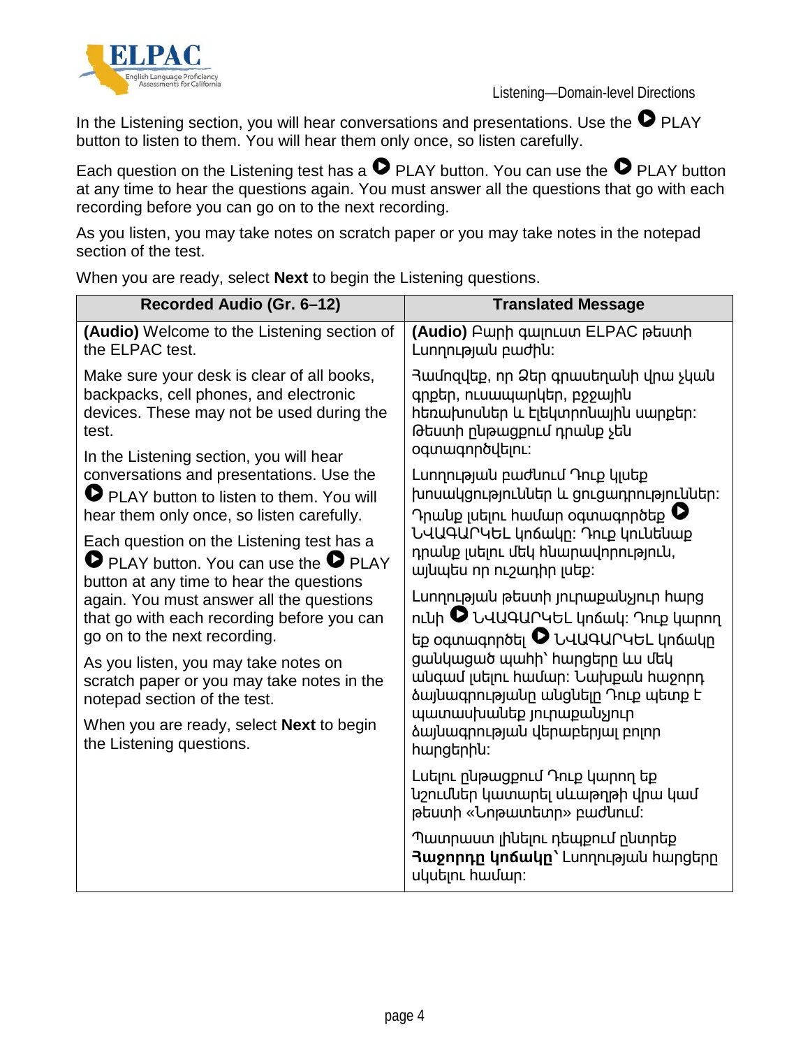Listening—Domain-level Directions

In the Listening section, you will hear conversations and presentations. Use the ▶ PLAY button to listen to them. You will hear them only once, so listen carefully.

Each question on the Listening test has a ▶ PLAY button. You can use the ▶ PLAY button at any time to hear the questions again. You must answer all the questions that go with each recording before you can go on to the next recording.

As you listen, you may take notes on scratch paper or you may take notes in the notepad section of the test.

When you are ready, select **Next** to begin the Listening questions.

| Recorded Audio (Gr. 6–12) | Translated Message |
|---|---|
| **(Audio)** Welcome to the Listening section of the ELPAC test.<br><br>Make sure your desk is clear of all books, backpacks, cell phones, and electronic devices. These may not be used during the test.<br><br>In the Listening section, you will hear conversations and presentations. Use the ▶ PLAY button to listen to them. You will hear them only once, so listen carefully.<br><br>Each question on the Listening test has a ▶ PLAY button. You can use the ▶ PLAY button at any time to hear the questions again. You must answer all the questions that go with each recording before you can go on to the next recording.<br><br>As you listen, you may take notes on scratch paper or you may take notes in the notepad section of the test.<br><br>When you are ready, select **Next** to begin the Listening questions. | **(Audio)** Բարի գալուստ ELPAC թեստի Լսողության բաժին:<br><br>Համոզվեք, որ Ձեր գրասեղանի վրա չկան գրքեր, ուսապարկեր, բջջային հեռախոսներ և էլեկտրոնային սարքեր: Թեստի ընթացքում դրանք չեն օգտագործվելու:<br><br>Լսողության բաժնում Դուք կլսեք խոսակցություններ և ցուցադրություններ: Դրանք լսելու համար օգտագործեք ▶ ՆՎԱԳԱՐԿԵԼ կոճակը: Դուք կունենաք դրանք լսելու մեկ հնարավորություն, այնպես որ ուշադիր լսեք:<br><br>Լսողության թեստի յուրաքանչյուր հարց ունի ▶ ՆՎԱԳԱՐԿԵԼ կոճակ: Դուք կարող եք օգտագործել ▶ ՆՎԱԳԱՐԿԵԼ կոճակը ցանկացած պահի՝ հարցերը ևս մեկ անգամ լսելու համար: Նախքան հաջորդ ձայնագրությանը անցնելը Դուք պետք է պատասխանեք յուրաքանչյուր ձայնագրության վերաբերյալ բոլոր հարցերին:<br><br>Լսելու ընթացքում Դուք կարող եք նշումներ կատարել սևաթղթի վրա կամ թեստի «Նոթատետր» բաժնում:<br><br>Պատրաստ լինելու դեպքում ընտրեք **Հաջորդը կոճակը**՝ Լսողության հարցերը սկսելու համար: |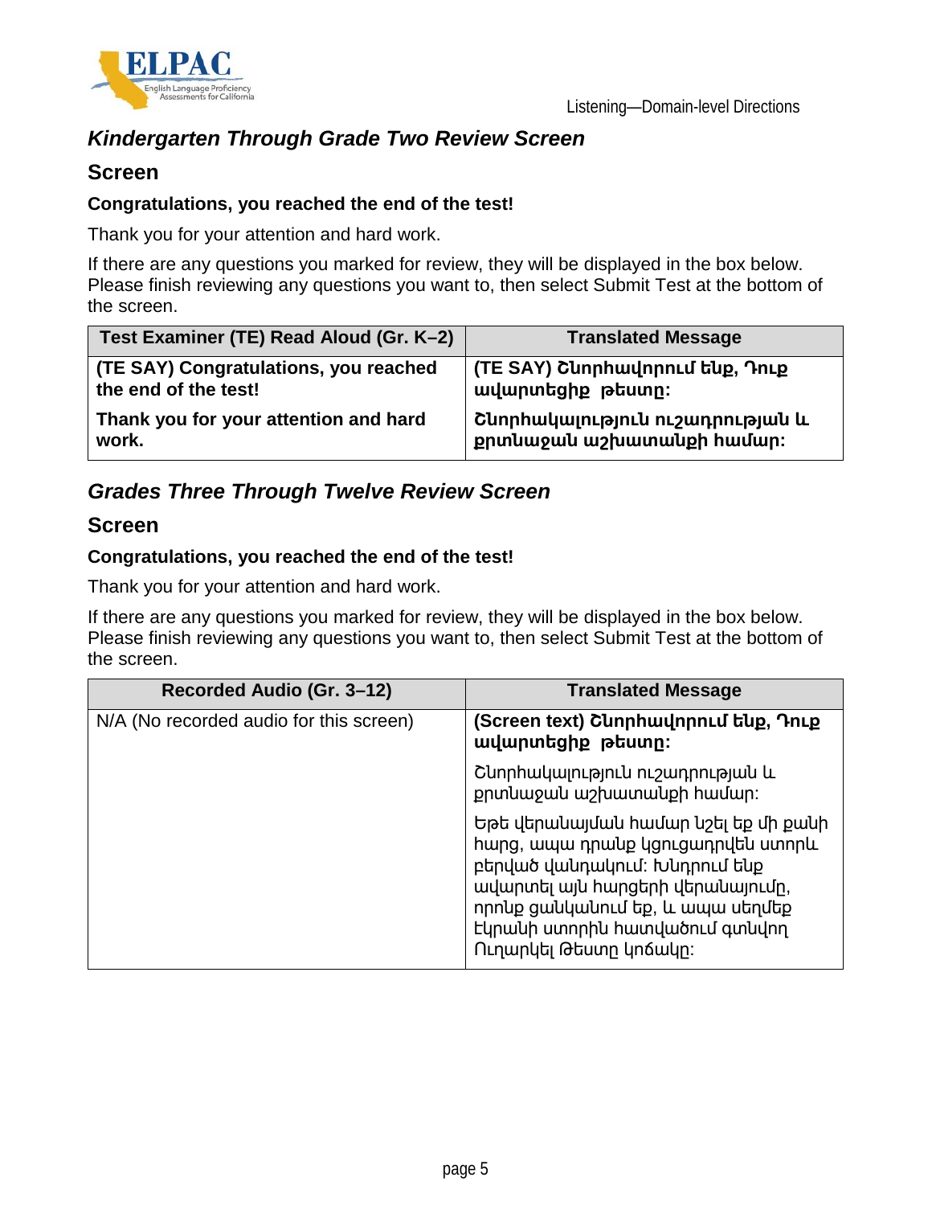## *Kindergarten Through Grade Two Review Screen*

### Screen

**Congratulations, you reached the end of the test!**

Thank you for your attention and hard work.

If there are any questions you marked for review, they will be displayed in the box below. Please finish reviewing any questions you want to, then select Submit Test at the bottom of the screen.

| Test Examiner (TE) Read Aloud (Gr. K–2) | Translated Message |
|---|---|
| **(TE SAY) Congratulations, you reached the end of the test!** | **(TE SAY) Շնորհավորում ենք, Դուք ավարտեցիք թեստը:** |
| **Thank you for your attention and hard work.** | **Շնորհակալություն ուշադրության և քրտնաջան աշխատանքի համար:** |

## *Grades Three Through Twelve Review Screen*

### Screen

**Congratulations, you reached the end of the test!**

Thank you for your attention and hard work.

If there are any questions you marked for review, they will be displayed in the box below. Please finish reviewing any questions you want to, then select Submit Test at the bottom of the screen.

| Recorded Audio (Gr. 3–12) | Translated Message |
|---|---|
| N/A (No recorded audio for this screen) | **(Screen text) Շնորհավորում ենք, Դուք ավարտեցիք թեստը:** |
| | Շնորհակալություն ուշադրության և քրտնաջան աշխատանքի համար: |
| | Եթե վերանայման համար նշել եք մի քանի հարց, ապա դրանք կցուցադրվեն ստորև բերված վանդակում: Խնդրում ենք ավարտել այն հարցերի վերանայումը, որոնք ցանկանում եք, և ապա սեղմեք էկրանի ստորին հատվածում գտնվող Ուղարկել Թեստը կոճակը: |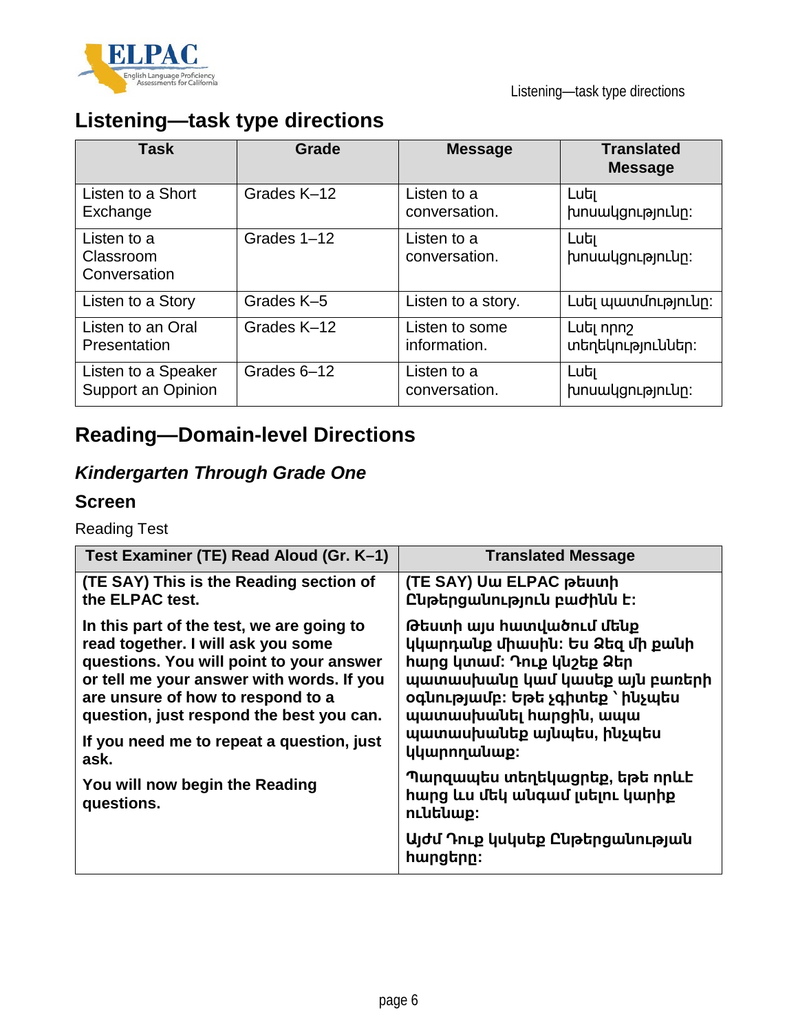## Listening—task type directions

| Task | Grade | Message | Translated Message |
| --- | --- | --- | --- |
| Listen to a Short Exchange | Grades K–12 | Listen to a conversation. | Լսել խոսակցությունը: |
| Listen to a Classroom Conversation | Grades 1–12 | Listen to a conversation. | Լսել խոսակցությունը: |
| Listen to a Story | Grades K–5 | Listen to a story. | Լսել պատմությունը: |
| Listen to an Oral Presentation | Grades K–12 | Listen to some information. | Լսել որոշ տեղեկություններ: |
| Listen to a Speaker Support an Opinion | Grades 6–12 | Listen to a conversation. | Լսել խոսակցությունը: |

## Reading—Domain-level Directions

### *Kindergarten Through Grade One*

#### Screen

Reading Test

| Test Examiner (TE) Read Aloud (Gr. K–1) | Translated Message |
| --- | --- |
| **(TE SAY) This is the Reading section of the ELPAC test.** | **(TE SAY) Սա ELPAC թեստի Ընթերցանություն բաժինն է:** |
| **In this part of the test, we are going to read together. I will ask you some questions. You will point to your answer or tell me your answer with words. If you are unsure of how to respond to a question, just respond the best you can.** | **Թեստի այս հատվածում մենք կկարդանք միասին: Ես Ձեզ մի քանի հարց կտամ: Դուք կնշեք Ձեր պատասխանը կամ կասեք այն բառերի օգնությամբ: Եթե չգիտեք ՝ ինչպես պատասխանել հարցին, ապա պատասխանեք այնպես, ինչպես կկարողանաք:** |
| **If you need me to repeat a question, just ask.** | **Պարզապես տեղեկացրեք, եթե որևէ հարց ևս մեկ անգամ լսելու կարիք ունենաք:** |
| **You will now begin the Reading questions.** | **Այժմ Դուք կսկսեք Ընթերցանության հարցերը:** |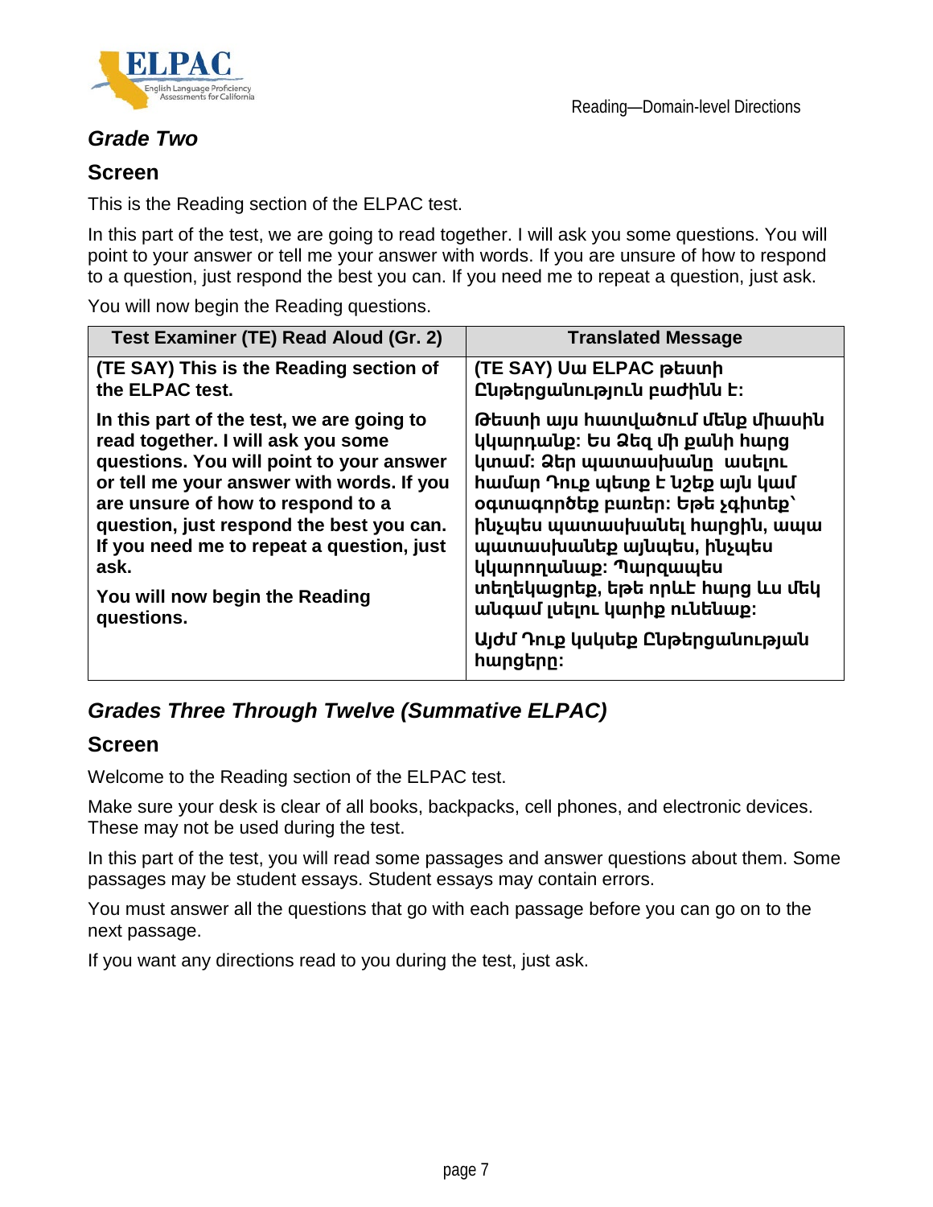## *Grade Two*

### Screen

This is the Reading section of the ELPAC test.

In this part of the test, we are going to read together. I will ask you some questions. You will point to your answer or tell me your answer with words. If you are unsure of how to respond to a question, just respond the best you can. If you need me to repeat a question, just ask.

You will now begin the Reading questions.

| Test Examiner (TE) Read Aloud (Gr. 2) | Translated Message |
| --- | --- |
| **(TE SAY) This is the Reading section of the ELPAC test.** | **(TE SAY) Սա ELPAC թեստի Ընթերցանություն բաժինն է:** |
| **In this part of the test, we are going to read together. I will ask you some questions. You will point to your answer or tell me your answer with words. If you are unsure of how to respond to a question, just respond the best you can. If you need me to repeat a question, just ask.**<br><br>**You will now begin the Reading questions.** | **Թեստի այս հատվածում մենք միասին կկարդանք: Ես Ձեզ մի քանի հարց կտամ: Ձեր պատասխանը ասելու համար Դուք պետք է նշեք այն կամ օգտագործեք բառեր: Եթե չգիտեք՝ ինչպես պատասխանել հարցին, ապա պատասխանեք այնպես, ինչպես կկարողանաք: Պարզապես տեղեկացրեք, եթե որևէ հարց ևս մեկ անգամ լսելու կարիք ունենաք:**<br><br>**Այժմ Դուք կսկսեք Ընթերցանության հարցերը:** |

## *Grades Three Through Twelve (Summative ELPAC)*

### Screen

Welcome to the Reading section of the ELPAC test.

Make sure your desk is clear of all books, backpacks, cell phones, and electronic devices. These may not be used during the test.

In this part of the test, you will read some passages and answer questions about them. Some passages may be student essays. Student essays may contain errors.

You must answer all the questions that go with each passage before you can go on to the next passage.

If you want any directions read to you during the test, just ask.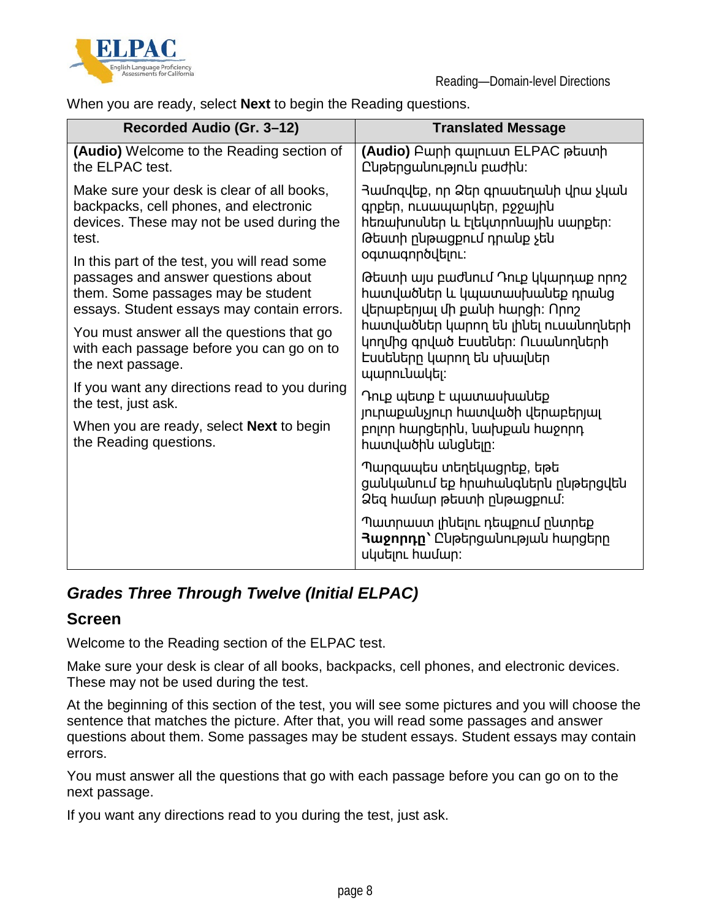When you are ready, select **Next** to begin the Reading questions.

| Recorded Audio (Gr. 3–12) | Translated Message |
| --- | --- |
| **(Audio)** Welcome to the Reading section of the ELPAC test. | **(Audio)** Բարի գալուստ ELPAC թեստի Ընթերցանություն բաժին: |
| Make sure your desk is clear of all books, backpacks, cell phones, and electronic devices. These may not be used during the test. | Համոզվեք, որ Ձեր գրասեղանի վրա չկան գրքեր, ուսապարկեր, բջջային հեռախոսներ և էլեկտրոնային սարքեր: Թեստի ընթացքում դրանք չեն օգտագործվելու: |
| In this part of the test, you will read some passages and answer questions about them. Some passages may be student essays. Student essays may contain errors. | Թեստի այս բաժնում Դուք կկարդաք որոշ հատվածներ և կպատասխանեք դրանց վերաբերյալ մի քանի հարցի: Որոշ հատվածներ կարող են լինել ուսանողների կողմից գրված էսսեներ: Ուսանողների էսսեները կարող են սխալներ պարունակել: |
| You must answer all the questions that go with each passage before you can go on to the next passage. | Դուք պետք է պատասխանեք յուրաքանչյուր հատվածի վերաբերյալ բոլոր հարցերին, նախքան հաջորդ հատվածին անցնելը: |
| If you want any directions read to you during the test, just ask. | Պարզապես տեղեկացրեք, եթե ցանկանում եք հրահանգներն ընթերցվեն Ձեզ համար թեստի ընթացքում: |
| When you are ready, select **Next** to begin the Reading questions. | Պատրաստ լինելու դեպքում ընտրեք **Հաջորդը**՝ Ընթերցանության հարցերը սկսելու համար: |

## *Grades Three Through Twelve (Initial ELPAC)*

### Screen

Welcome to the Reading section of the ELPAC test.

Make sure your desk is clear of all books, backpacks, cell phones, and electronic devices. These may not be used during the test.

At the beginning of this section of the test, you will see some pictures and you will choose the sentence that matches the picture. After that, you will read some passages and answer questions about them. Some passages may be student essays. Student essays may contain errors.

You must answer all the questions that go with each passage before you can go on to the next passage.

If you want any directions read to you during the test, just ask.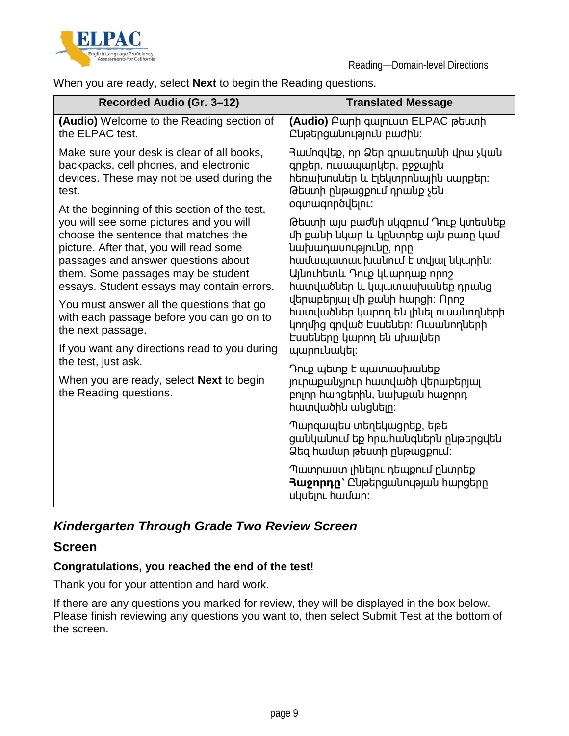When you are ready, select **Next** to begin the Reading questions.

| Recorded Audio (Gr. 3–12) | Translated Message |
|---|---|
| **(Audio)** Welcome to the Reading section of the ELPAC test.<br><br>Make sure your desk is clear of all books, backpacks, cell phones, and electronic devices. These may not be used during the test.<br><br>At the beginning of this section of the test, you will see some pictures and you will choose the sentence that matches the picture. After that, you will read some passages and answer questions about them. Some passages may be student essays. Student essays may contain errors.<br><br>You must answer all the questions that go with each passage before you can go on to the next passage.<br><br>If you want any directions read to you during the test, just ask.<br><br>When you are ready, select **Next** to begin the Reading questions. | **(Audio)** Բարի գալուստ ELPAC թեստի Ընթերցանություն բաժին:<br><br>Համոզվեք, որ Ձեր գրասեղանի վրա չկան գրքեր, ուսապարկեր, բջջային հեռախոսներ և էլեկտրոնային սարքեր: Թեստի ընթացքում դրանք չեն օգտագործվելու:<br><br>Թեստի այս բաժնի սկզբում Դուք կտեսնեք մի քանի նկար և կընտրեք այն բառը կամ նախադասությունը, որը համապատասխանում է տվյալ նկարին: Այնուհետև Դուք կկարդաք որոշ հատվածներ և կպատասխանեք դրանց վերաբերյալ մի քանի հարցի: Որոշ հատվածներ կարող են լինել ուսանողների կողմից գրված էսսեներ: Ուսանողների էսսեները կարող են սխալներ պարունակել:<br><br>Դուք պետք է պատասխանեք յուրաքանչյուր հատվածի վերաբերյալ բոլոր հարցերին, նախքան հաջորդ հատվածին անցնելը:<br><br>Պարզապես տեղեկացրեք, եթե ցանկանում եք հրահանգներն ընթերցվեն Ձեզ համար թեստի ընթացքում:<br><br>Պատրաստ լինելու դեպքում ընտրեք **Հաջորդը**՝ Ընթերցանության հարցերը սկսելու համար: |

## *Kindergarten Through Grade Two Review Screen*

## Screen

**Congratulations, you reached the end of the test!**

Thank you for your attention and hard work.

If there are any questions you marked for review, they will be displayed in the box below. Please finish reviewing any questions you want to, then select Submit Test at the bottom of the screen.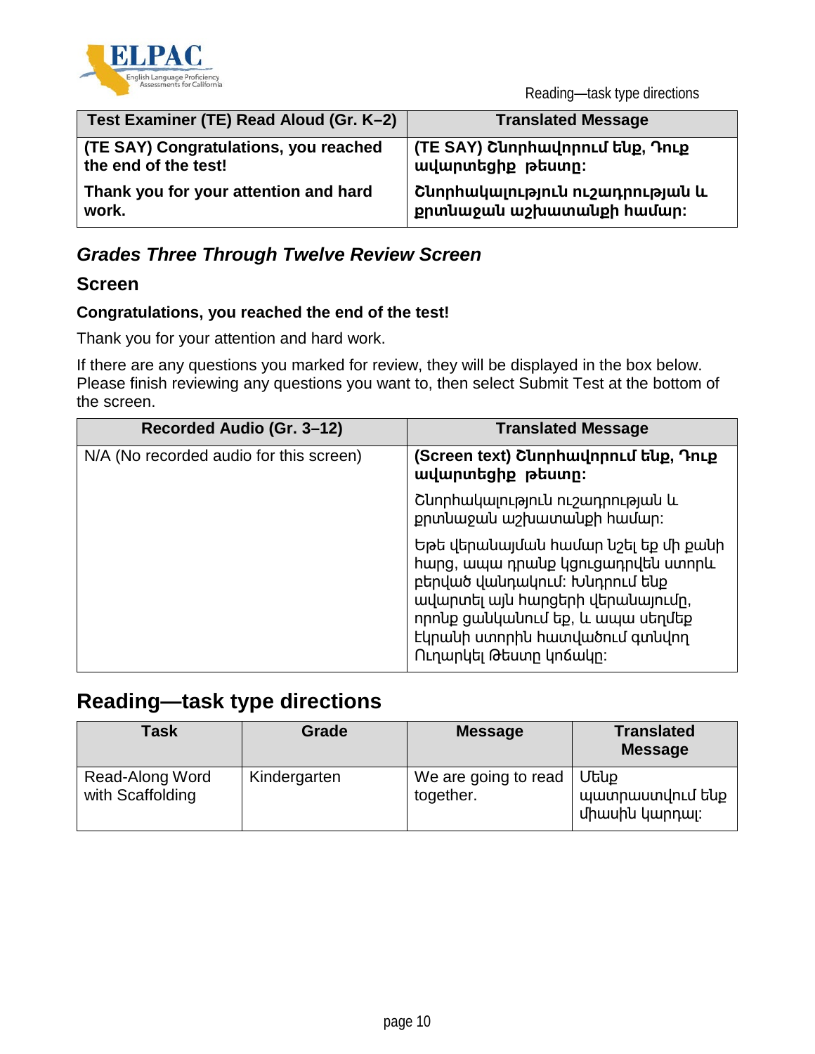| Test Examiner (TE) Read Aloud (Gr. K–2) | Translated Message |
| --- | --- |
| **(TE SAY) Congratulations, you reached the end of the test!** | **(TE SAY) Շնորհավորում ենք, Դուք ավարտեցիք թեստը:** |
| **Thank you for your attention and hard work.** | **Շնորհակալություն ուշադրության և քրտնաջան աշխատանքի համար:** |

## *Grades Three Through Twelve Review Screen*

### Screen

**Congratulations, you reached the end of the test!**

Thank you for your attention and hard work.

If there are any questions you marked for review, they will be displayed in the box below. Please finish reviewing any questions you want to, then select Submit Test at the bottom of the screen.

| Recorded Audio (Gr. 3–12) | Translated Message |
| --- | --- |
| N/A (No recorded audio for this screen) | **(Screen text) Շնորհավորում ենք, Դուք ավարտեցիք թեստը:** Շնորհակալություն ուշադրության և քրտնաջան աշխատանքի համար: Եթե վերանայման համար նշել եք մի քանի հարց, ապա դրանք կցուցադրվեն ստորև բերված վանդակում: Խնդրում ենք ավարտել այն հարցերի վերանայումը, որոնք ցանկանում եք, և ապա սեղմեք էկրանի ստորին հատվածում գտնվող Ուղարկել Թեստը կոճակը: |

## Reading—task type directions

| Task | Grade | Message | Translated Message |
| --- | --- | --- | --- |
| Read-Along Word with Scaffolding | Kindergarten | We are going to read together. | Մենք պատրաստվում ենք միասին կարդալ: |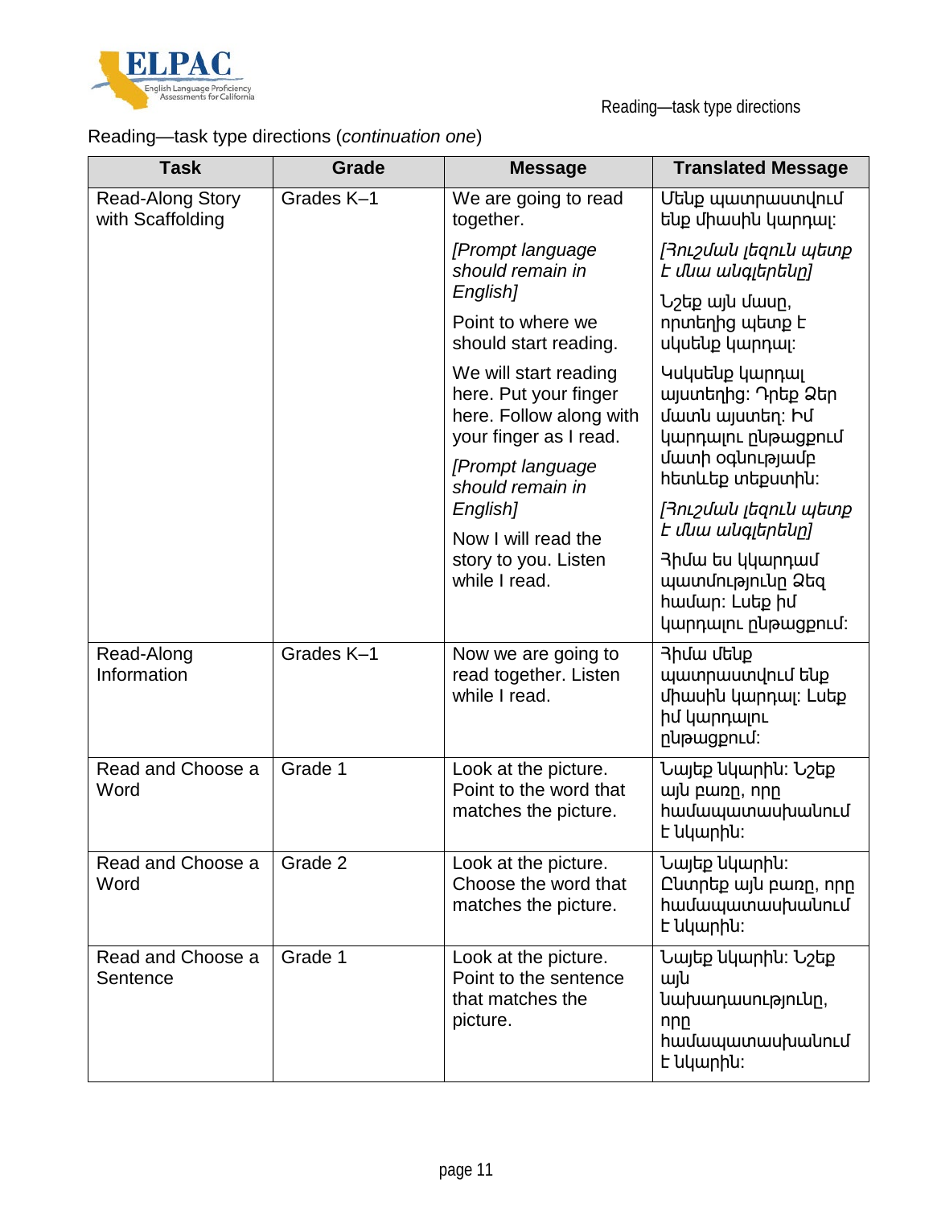Reading—task type directions (*continuation one*)

| Task | Grade | Message | Translated Message |
|---|---|---|---|
| Read-Along Story with Scaffolding | Grades K–1 | We are going to read together.<br><br>*[Prompt language should remain in English]*<br><br>Point to where we should start reading.<br><br>We will start reading here. Put your finger here. Follow along with your finger as I read.<br><br>*[Prompt language should remain in English]*<br><br>Now I will read the story to you. Listen while I read. | Մենք պատրաստվում ենք միասին կարդալ:<br><br>*[Հուշման լեզուն պետք է մնա անգլերենը]*<br><br>Նշեք այն մասը, որտեղից պետք է սկսենք կարդալ:<br><br>Կսկսենք կարդալ այստեղից: Դրեք Ձեր մատն այստեղ: Իմ կարդալու ընթացքում մատի օգնությամբ հետևեք տեքստին:<br><br>*[Հուշման լեզուն պետք է մնա անգլերենը]*<br><br>Հիմա ես կկարդամ պատմությունը Ձեզ համար: Լսեք իմ կարդալու ընթացքում: |
| Read-Along Information | Grades K–1 | Now we are going to read together. Listen while I read. | Հիմա մենք պատրաստվում ենք միասին կարդալ: Լսեք իմ կարդալու ընթացքում: |
| Read and Choose a Word | Grade 1 | Look at the picture. Point to the word that matches the picture. | Նայեք նկարին: Նշեք այն բառը, որը համապատասխանում է նկարին: |
| Read and Choose a Word | Grade 2 | Look at the picture. Choose the word that matches the picture. | Նայեք նկարին: Ընտրեք այն բառը, որը համապատասխանում է նկարին: |
| Read and Choose a Sentence | Grade 1 | Look at the picture. Point to the sentence that matches the picture. | Նայեք նկարին: Նշեք այն նախադասությունը, որը համապատասխանում է նկարին: |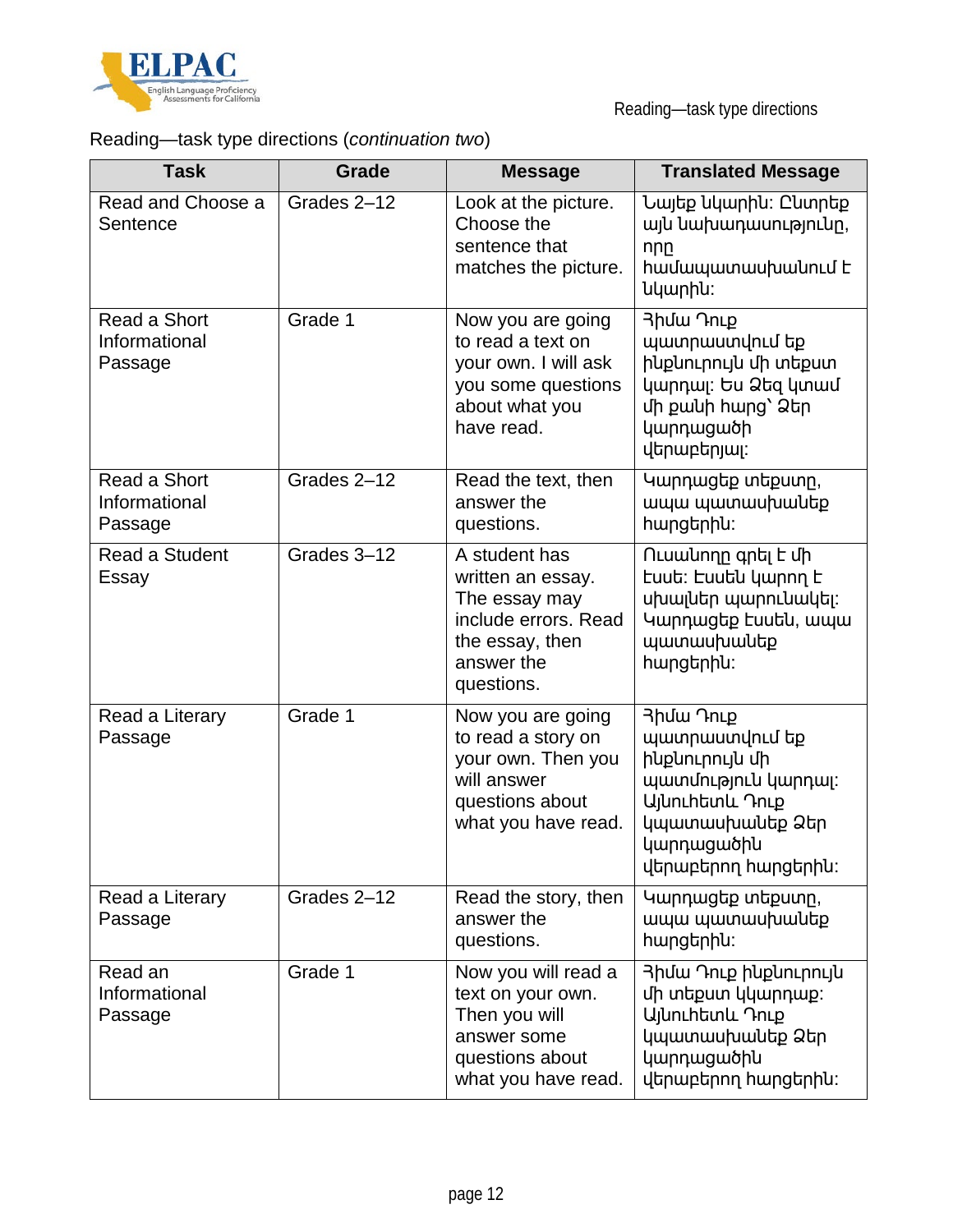Reading—task type directions (*continuation two*)

| Task | Grade | Message | Translated Message |
|---|---|---|---|
| Read and Choose a Sentence | Grades 2–12 | Look at the picture. Choose the sentence that matches the picture. | Նայեք նկարին: Ընտրեք այն նախադասությունը, որը համապատասխանում է նկարին: |
| Read a Short Informational Passage | Grade 1 | Now you are going to read a text on your own. I will ask you some questions about what you have read. | Հիմա Դուք պատրաստվում եք ինքնուրույն մի տեքստ կարդալ: Ես Ձեզ կտամ մի քանի հարց՝ Ձեր կարդացածի վերաբերյալ: |
| Read a Short Informational Passage | Grades 2–12 | Read the text, then answer the questions. | Կարդացեք տեքստը,ապա պատասխանեք հարցերին: |
| Read a Student Essay | Grades 3–12 | A student has written an essay. The essay may include errors. Read the essay, then answer the questions. | Ուսանողը գրել է մի էսսե: Էսսեն կարող է սխալներ պարունակել: Կարդացեք էսսեն, ապա պատասխանեք հարցերին: |
| Read a Literary Passage | Grade 1 | Now you are going to read a story on your own. Then you will answer questions about what you have read. | Հիմա Դուք պատրաստվում եք ինքնուրույն մի պատմություն կարդալ: Այնուհետև Դուք կպատասխանեք Ձեր կարդացածին վերաբերող հարցերին: |
| Read a Literary Passage | Grades 2–12 | Read the story, then answer the questions. | Կարդացեք տեքստը, ապա պատասխանեք հարցերին: |
| Read an Informational Passage | Grade 1 | Now you will read a text on your own. Then you will answer some questions about what you have read. | Հիմա Դուք ինքնուրույն մի տեքստ կկարդաք: Այնուհետև Դուք կպատասխանեք Ձեր կարդացածին վերաբերող հարցերին: |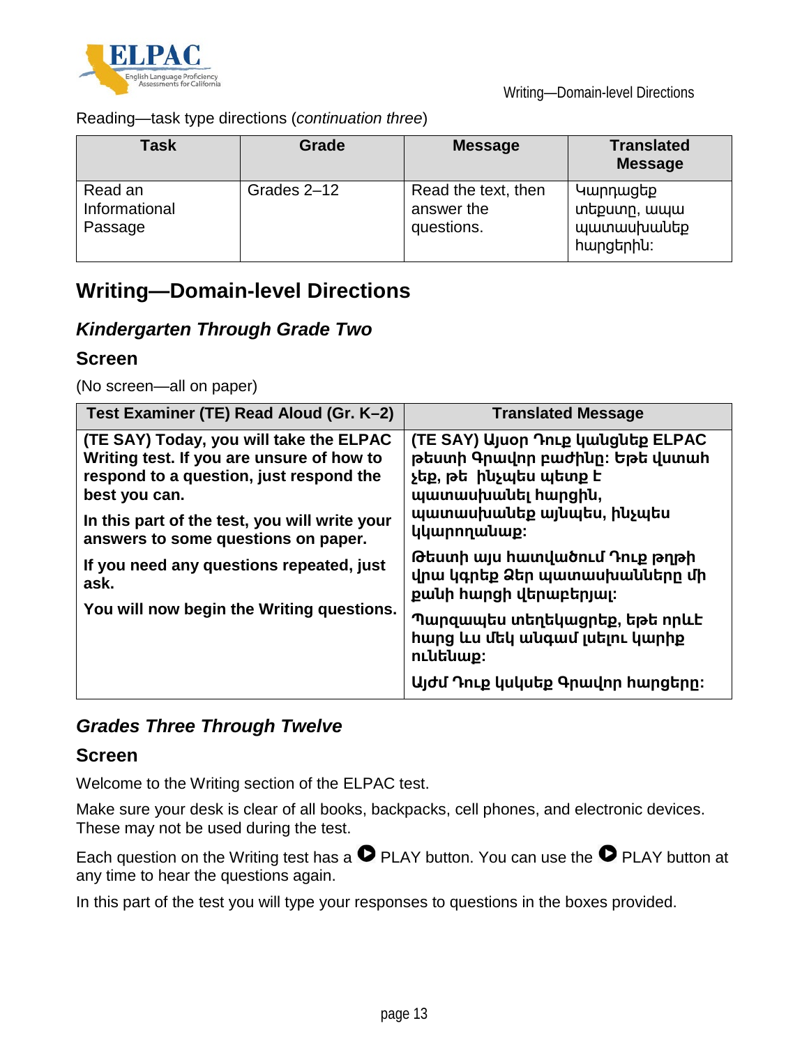Reading—task type directions (*continuation three*)

| Task | Grade | Message | Translated Message |
| --- | --- | --- | --- |
| Read an Informational Passage | Grades 2–12 | Read the text, then answer the questions. | Կարդացեք տեքստը, ապա պատասխանեք հարցերին: |

## Writing—Domain-level Directions

### *Kindergarten Through Grade Two*

### Screen

(No screen—all on paper)

| Test Examiner (TE) Read Aloud (Gr. K–2) | Translated Message |
| --- | --- |
| **(TE SAY) Today, you will take the ELPAC Writing test. If you are unsure of how to respond to a question, just respond the best you can.** <br> **In this part of the test, you will write your answers to some questions on paper.** <br> **If you need any questions repeated, just ask.** <br> **You will now begin the Writing questions.** | **(TE SAY) Այսօր Դուք կանցնեք ELPAC թեստի Գրավոր բաժինը: Եթե վստահ չեք, թե ինչպես պետք է պատասխանել հարցին, պատասխանեք այնպես, ինչպես կկարողանաք:** <br> **Թեստի այս հատվածում Դուք թղթի վրա կգրեք Ձեր պատասխանները մի քանի հարցի վերաբերյալ:** <br> **Պարզապես տեղեկացրեք, եթե որևէ հարց ևս մեկ անգամ լսելու կարիք ունենաք:** <br> **Այժմ Դուք կսկսեք Գրավոր հարցերը:** |

### *Grades Three Through Twelve*

### Screen

Welcome to the Writing section of the ELPAC test.

Make sure your desk is clear of all books, backpacks, cell phones, and electronic devices. These may not be used during the test.

Each question on the Writing test has a ▶ PLAY button. You can use the ▶ PLAY button at any time to hear the questions again.

In this part of the test you will type your responses to questions in the boxes provided.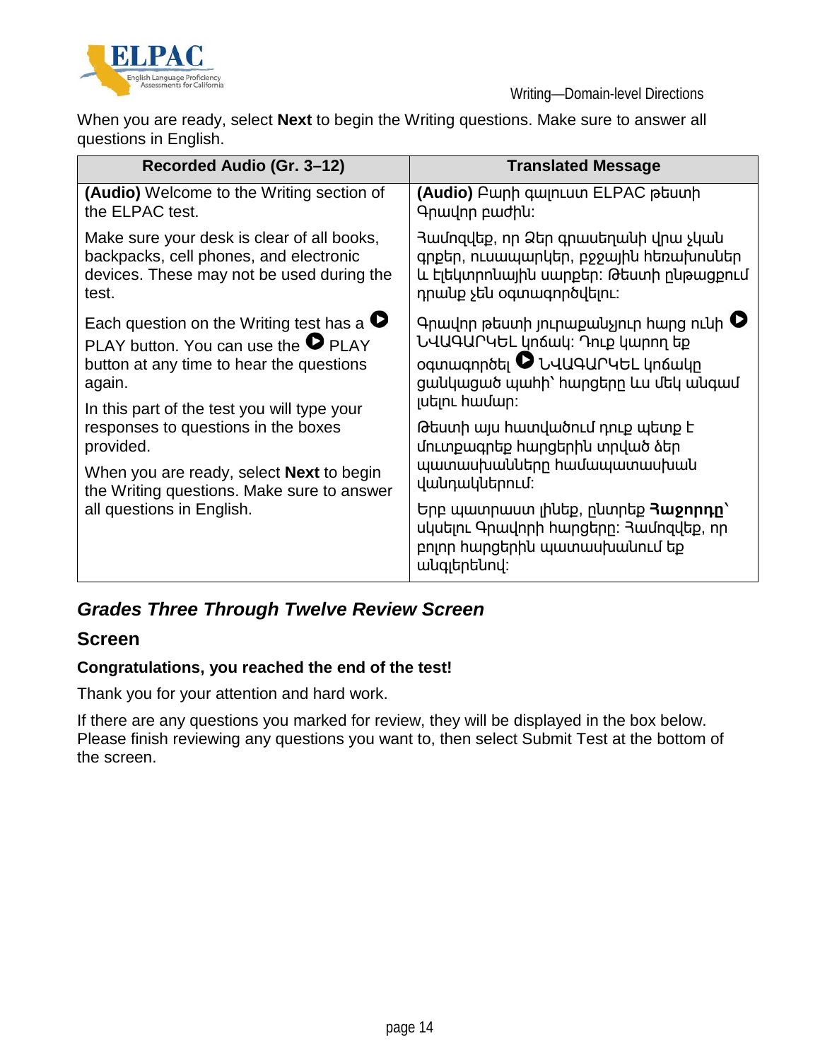When you are ready, select **Next** to begin the Writing questions. Make sure to answer all questions in English.

| Recorded Audio (Gr. 3–12) | Translated Message |
| --- | --- |
| **(Audio)** Welcome to the Writing section of the ELPAC test. | **(Audio)** Բարի գալուստ ELPAC թեստի Գրավոր բաժին: |
| Make sure your desk is clear of all books, backpacks, cell phones, and electronic devices. These may not be used during the test. | Համոզվեք, որ Ձեր գրասեղանի վրա չկան գրքեր, ուսապարկեր, բջջային հեռախոսներ և էլեկտրոնային սարքեր: Թեստի ընթացքում դրանք չեն օգտագործվելու: |
| Each question on the Writing test has a ▶ PLAY button. You can use the ▶ PLAY button at any time to hear the questions again. | Գրավոր թեստի յուրաքանչյուր հարց ունի ▶ ՆՎԱԳԱՐԿԵԼ կոճակ: Դուք կարող եք օգտագործել ▶ ՆՎԱԳԱՐԿԵԼ կոճակը ցանկացած պահի՝ հարցերը ևս մեկ անգամ լսելու համար: |
| In this part of the test you will type your responses to questions in the boxes provided. | Թեստի այս հատվածում դուք պետք է մուտքագրեք հարցերին տրված ձեր պատասխանները համապատասխան վանդակներում: |
| When you are ready, select **Next** to begin the Writing questions. Make sure to answer all questions in English. | Երբ պատրաստ լինեք, ընտրեք **Հաջորդը**՝ սկսելու Գրավորի հարցերը: Համոզվեք, որ բոլոր հարցերին պատասխանում եք անգլերենով: |

## *Grades Three Through Twelve Review Screen*

### Screen

**Congratulations, you reached the end of the test!**

Thank you for your attention and hard work.

If there are any questions you marked for review, they will be displayed in the box below. Please finish reviewing any questions you want to, then select Submit Test at the bottom of the screen.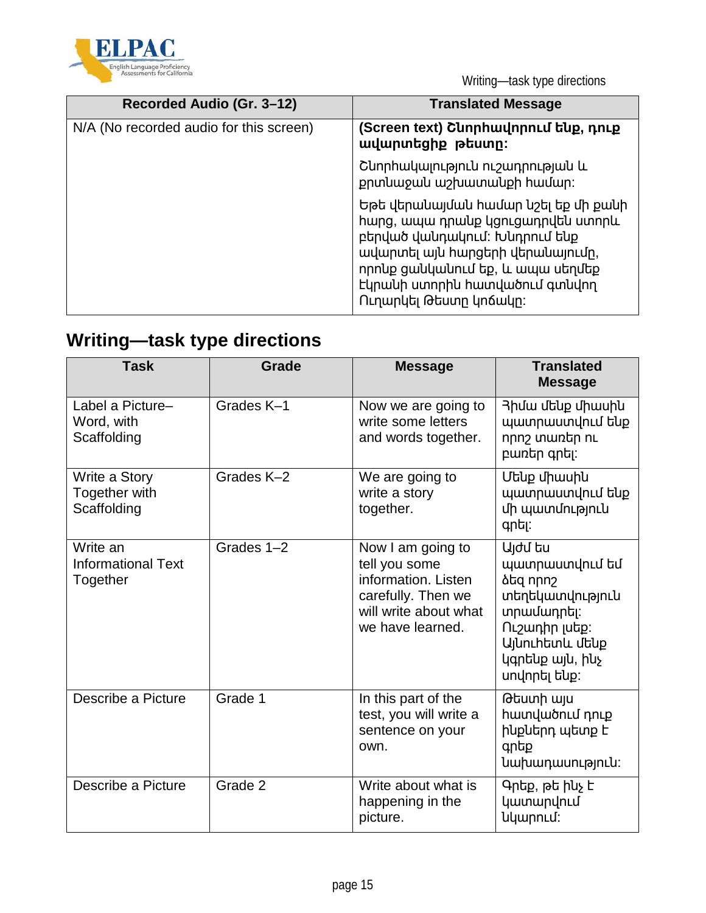| Recorded Audio (Gr. 3–12) | Translated Message |
|---|---|
| N/A (No recorded audio for this screen) | **(Screen text) Շնորհավորում ենք, դուք ավարտեցիք թեստը:**<br><br>Շնորհակալություն ուշադրության և քրտնաջան աշխատանքի համար:<br><br>Եթե վերանայման համար նշել եք մի քանի հարց, ապա դրանք կցուցադրվեն ստորև բերված վանդակում: Խնդրում ենք ավարտել այն հարցերի վերանայումը, որոնք ցանկանում եք, և ապա սեղմեք էկրանի ստորին հատվածում գտնվող Ուղարկել Թեստը կոճակը: |

## Writing—task type directions

| Task | Grade | Message | Translated Message |
|---|---|---|---|
| Label a Picture–Word, with Scaffolding | Grades K–1 | Now we are going to write some letters and words together. | Հիմա մենք միասին պատրաստվում ենք որոշ տառեր ու բառեր գրել: |
| Write a Story Together with Scaffolding | Grades K–2 | We are going to write a story together. | Մենք միասին պատրաստվում ենք մի պատմություն գրել: |
| Write an Informational Text Together | Grades 1–2 | Now I am going to tell you some information. Listen carefully. Then we will write about what we have learned. | Այժմ ես պատրաստվում եմ ձեզ որոշ տեղեկատվություն տրամադրել: Ուշադիր լսեք: Այնուհետև մենք կգրենք այն, ինչ սովորել ենք: |
| Describe a Picture | Grade 1 | In this part of the test, you will write a sentence on your own. | Թեստի այս հատվածում դուք ինքներդ պետք է գրեք նախադասություն: |
| Describe a Picture | Grade 2 | Write about what is happening in the picture. | Գրեք, թե ինչ է կատարվում նկարում: |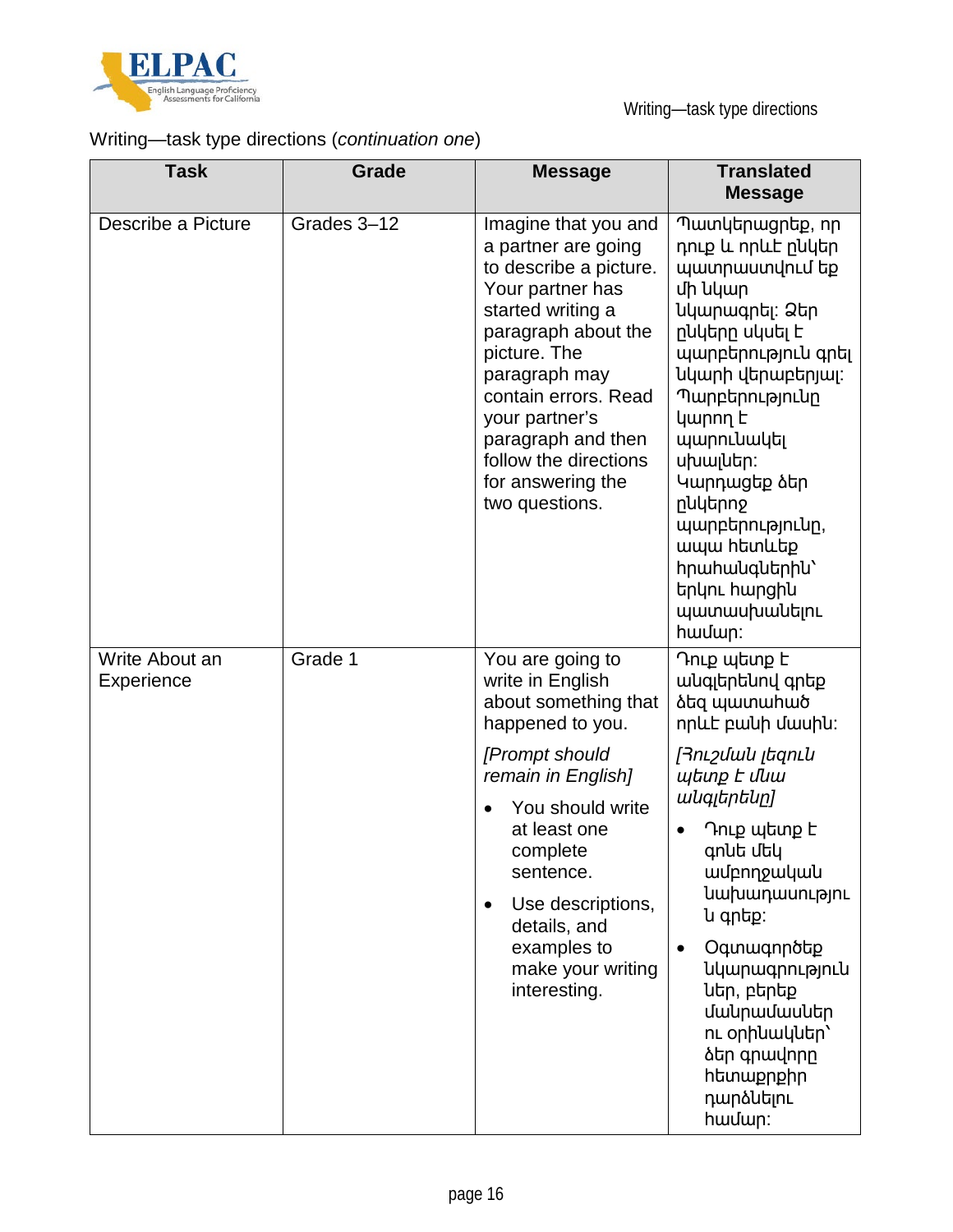Writing—task type directions (*continuation one*)

| Task | Grade | Message | Translated Message |
|---|---|---|---|
| Describe a Picture | Grades 3–12 | Imagine that you and a partner are going to describe a picture. Your partner has started writing a paragraph about the picture. The paragraph may contain errors. Read your partner's paragraph and then follow the directions for answering the two questions. | Պատկերացրեք, որ դուք և ձեր ընկեր պատրաստվում եք մի նկար նկարագրել: Ձեր ընկերը սկսել է պարբերություն գրել նկարի վերաբերյալ: Պարբերությունը կարող է պարունակել սխալներ: Կարդացեք ձեր ընկերոջ պարբերությունը, ապա հետևեք հրահանգներին՝ երկու հարցին պատասխանելու համար: |
| Write About an Experience | Grade 1 | You are going to write in English about something that happened to you. *[Prompt should remain in English]* • You should write at least one complete sentence. • Use descriptions, details, and examples to make your writing interesting. | Դուք պետք է անգլերենով գրեք ձեզ պատահած որևէ բանի մասին: *[Յուշման լեզուն պետք է մնա անգլերենը]* • Դուք պետք է գոնե մեկ ամբողջական նախադասություն գրեք: • Օգտագործեք նկարագրություններ, բերեք մանրամասներ ու օրինակներ՝ ձեր գրավորը հետաքրքիր դարձնելու համար: |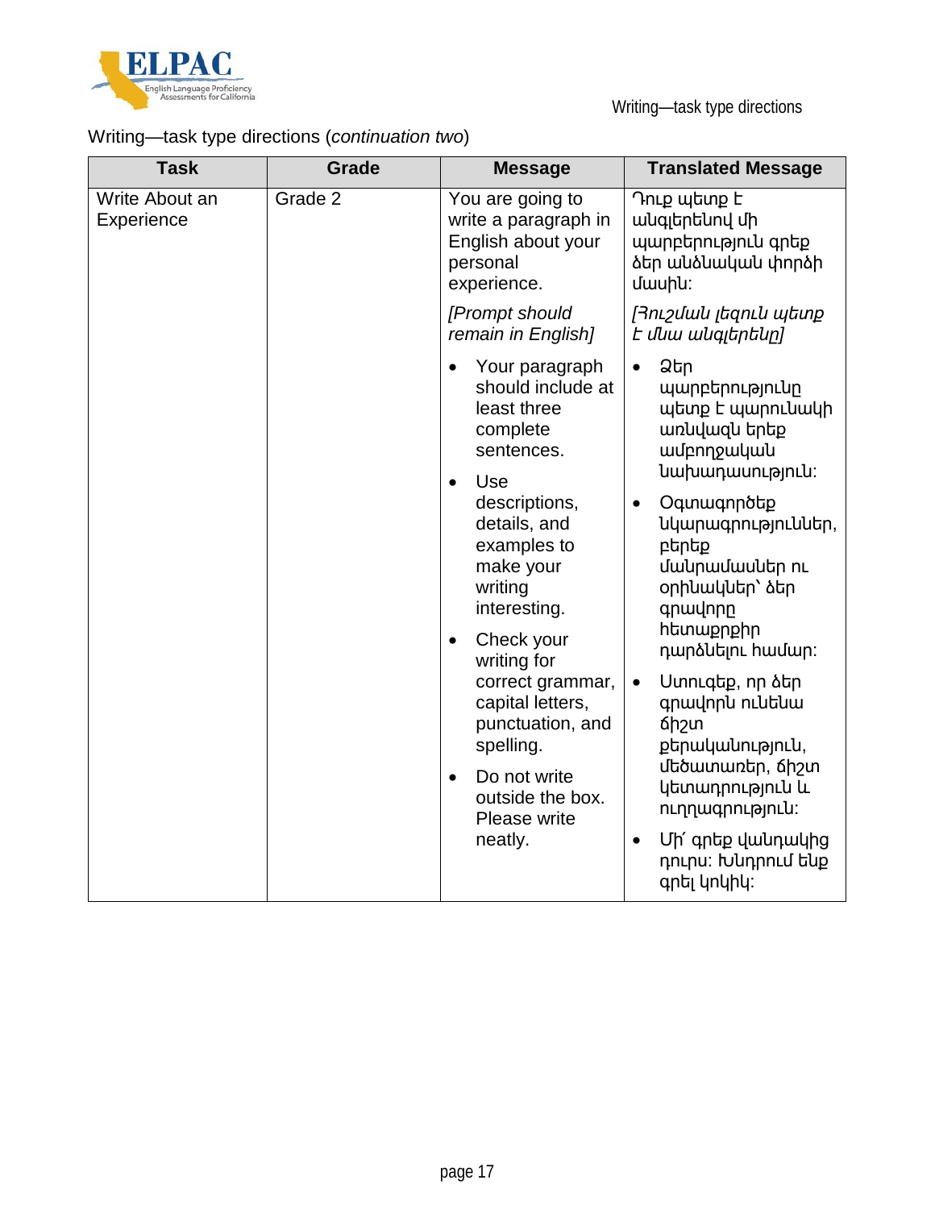Writing—task type directions (*continuation two*)

| Task | Grade | Message | Translated Message |
| --- | --- | --- | --- |
| Write About an Experience | Grade 2 | You are going to write a paragraph in English about your personal experience.<br><br>*[Prompt should remain in English]*<br><br>• Your paragraph should include at least three complete sentences.<br>• Use descriptions, details, and examples to make your writing interesting.<br>• Check your writing for correct grammar, capital letters, punctuation, and spelling.<br>• Do not write outside the box. Please write neatly. | Դուք պետք է անգլերենով մի պարբերություն գրեք ձեր անձնական փորձի մասին:<br><br>*[Յուշման լեզուն պետք է մնա անգլերենը]*<br><br>• Ձեր պարբերությունը պետք է պարունակի առնվազն երեք ամբողջական նախադասություն:<br>• Օգտագործեք նկարագրություններ, բերեք մանրամասներ ու օրինակներ՝ ձեր գրավորը հետաքրքիր դարձնելու համար:<br>• Ստուգեք, որ ձեր գրավորն ունենա ճիշտ քերականություն, մեծատառեր, ճիշտ կետադրություն և ուղղագրություն:<br>• Մի՛ գրեք վանդակից դուրս: Խնդրում ենք գրել կոկիկ: |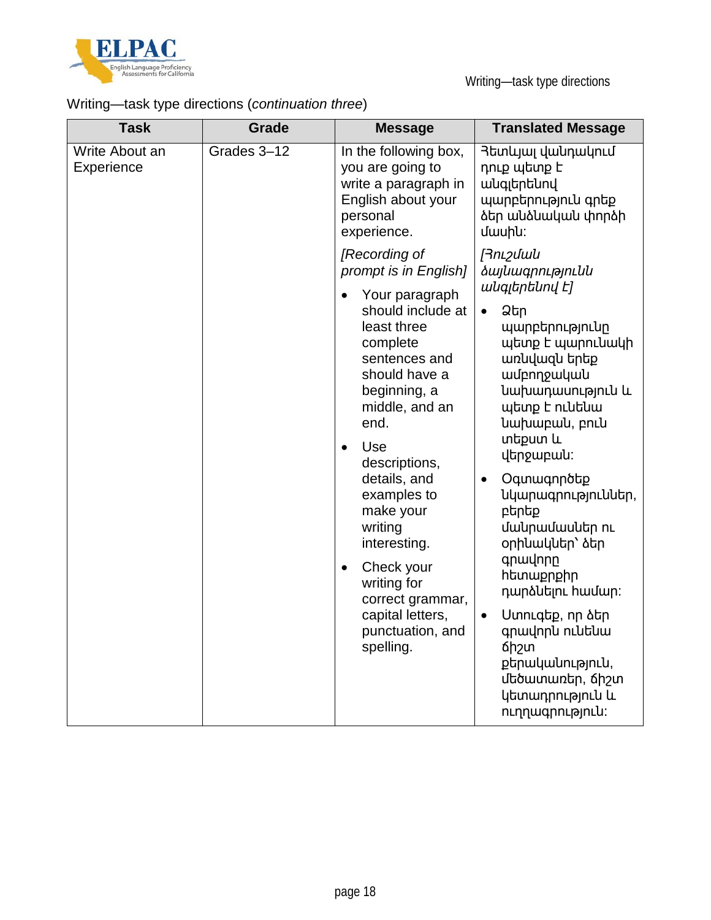Writing—task type directions (*continuation three*)

| Task | Grade | Message | Translated Message |
|---|---|---|---|
| Write About an Experience | Grades 3–12 | In the following box, you are going to write a paragraph in English about your personal experience.<br><br>*[Recording of prompt is in English]*<br><br>• Your paragraph should include at least three complete sentences and should have a beginning, a middle, and an end.<br>• Use descriptions, details, and examples to make your writing interesting.<br>• Check your writing for correct grammar, capital letters, punctuation, and spelling. | Հետևյալ վանդակում դուք պետք է անգլերենով պարբերություն գրեք ձեր անձնական փորձի մասին:<br><br>*[Հուշման ձայնագրությունն անգլերենով է]*<br><br>• Ձեր պարբերությունը պետք է պարունակի առնվազն երեք ամբողջական նախադասություն և պետք է ունենա նախաբան, բուն տեքստ և վերջաբան:<br>• Օգտագործեք նկարագրություններ, բերեք մանրամասներ ու օրինակներ՝ ձեր գրավորը հետաքրքիր դարձնելու համար:<br>• Ստուգեք, որ ձեր գրավորն ունենա ճիշտ քերականություն, մեծատառեր, ճիշտ կետադրություն և ուղղագրություն: |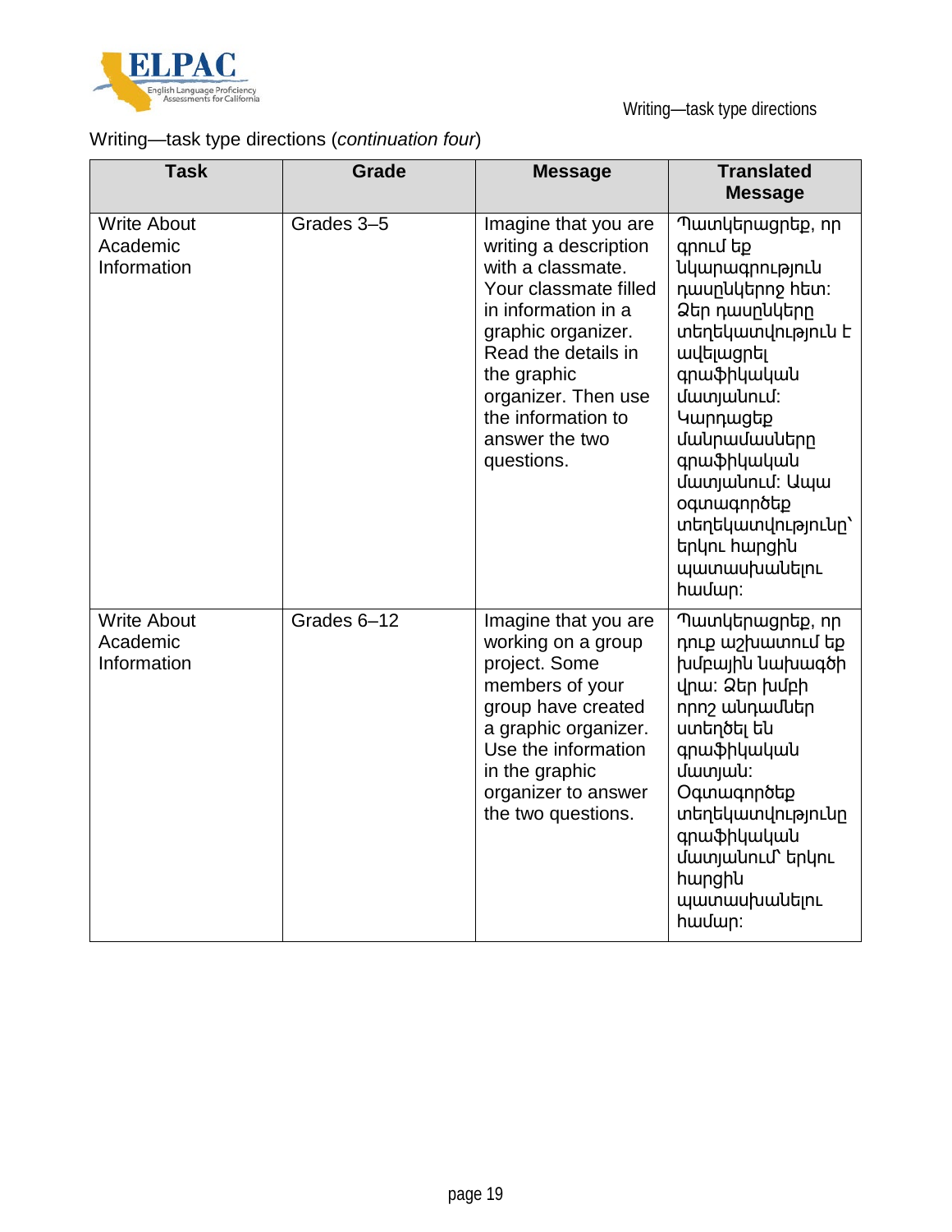Writing—task type directions (*continuation four*)

| Task | Grade | Message | Translated Message |
|---|---|---|---|
| Write About Academic Information | Grades 3–5 | Imagine that you are writing a description with a classmate. Your classmate filled in information in a graphic organizer. Read the details in the graphic organizer. Then use the information to answer the two questions. | Պատկերացրեք, որ գրում եք նկարագրություն դասընկերոջ հետ: Ձեր դասընկերը տեղեկատվություն է ավելացրել գրաֆիկական մատյանում: Կարդացեք մանրամասները գրաֆիկական մատյանում: Ապա օգտագործեք տեղեկատվությունը՝ երկու հարցին պատասխանելու համար: |
| Write About Academic Information | Grades 6–12 | Imagine that you are working on a group project. Some members of your group have created a graphic organizer. Use the information in the graphic organizer to answer the two questions. | Պատկերացրեք, որ դուք աշխատում եք խմբային նախագծի վրա: Ձեր խմբի որոշ անդամներ ստեղծել են գրաֆիկական մատյան: Օգտագործեք տեղեկատվությունը գրաֆիկական մատյանում՝ երկու հարցին պատասխանելու համար: |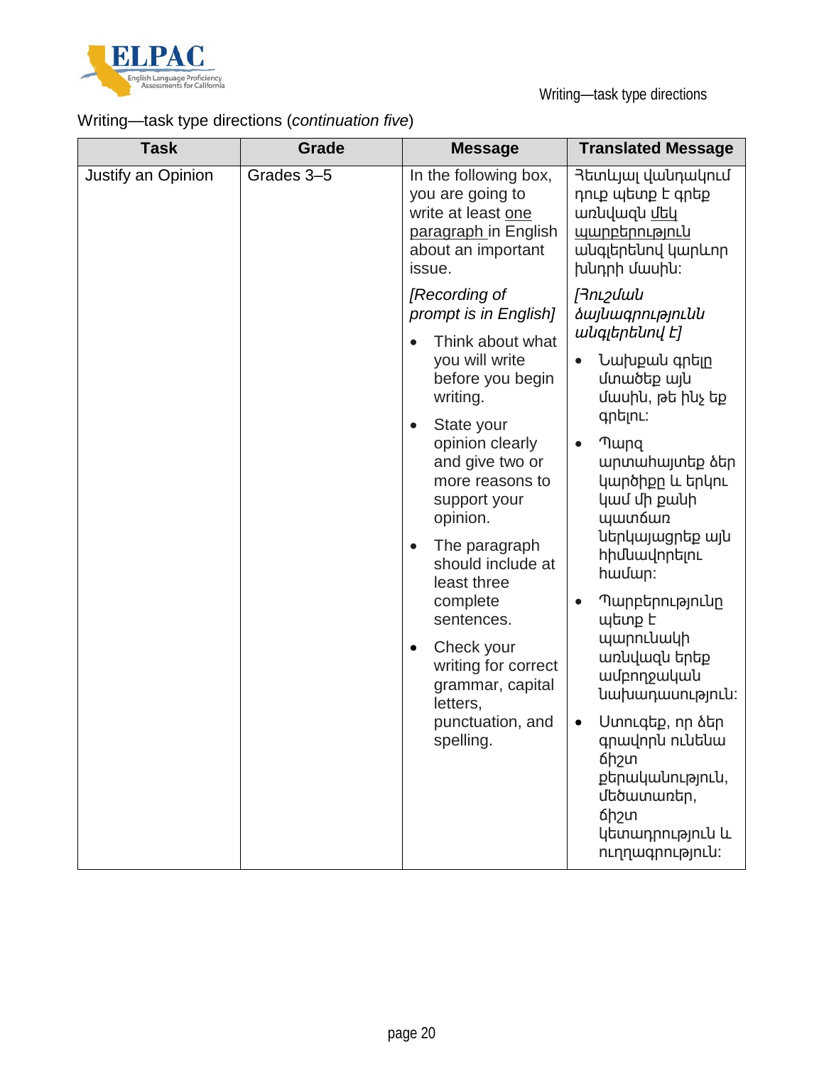Writing—task type directions (*continuation five*)

| Task | Grade | Message | Translated Message |
| --- | --- | --- | --- |
| Justify an Opinion | Grades 3–5 | In the following box, you are going to write at least <u>one paragraph</u> in English about an important issue.<br><br>*[Recording of prompt is in English]*<br><br>• Think about what you will write before you begin writing.<br>• State your opinion clearly and give two or more reasons to support your opinion.<br>• The paragraph should include at least three complete sentences.<br>• Check your writing for correct grammar, capital letters, punctuation, and spelling. | Հետևյալ վանդակում դուք պետք է գրեք առնվազն <u>մեկ պարբերություն</u> անգլերենով կարևոր խնդրի մասին:<br><br>*[Ձուշման ձայնագրությունն անգլերենով է]*<br><br>• Նախքան գրելը մտածեք այն մասին, թե ինչ եք գրելու:<br>• Պարզ արտահայտեք ձեր կարծիքը և երկու կամ մի քանի պատճառ ներկայացրեք այն հիմնավորելու համար:<br>• Պարբերությունը պետք է պարունակի առնվազն երեք ամբողջական նախադասություն:<br>• Ստուգեք, որ ձեր գրավորն ունենա ճիշտ քերականություն, մեծատառեր, ճիշտ կետադրություն և ուղղագրություն: |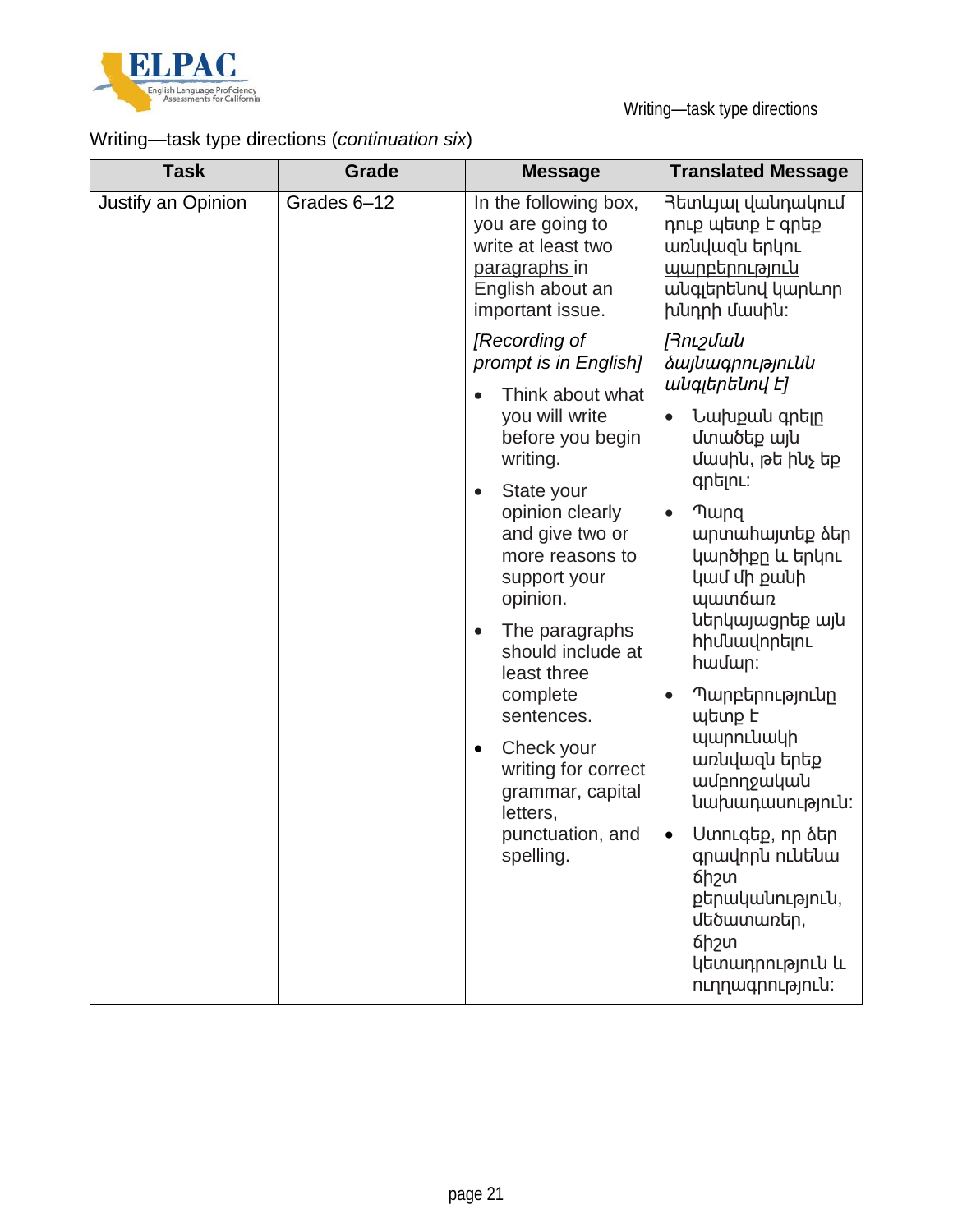Writing—task type directions (*continuation six*)

| Task | Grade | Message | Translated Message |
|---|---|---|---|
| Justify an Opinion | Grades 6–12 | In the following box, you are going to write at least <u>two paragraphs</u> in English about an important issue.<br><br>*[Recording of prompt is in English]*<br><br>• Think about what you will write before you begin writing.<br>• State your opinion clearly and give two or more reasons to support your opinion.<br>• The paragraphs should include at least three complete sentences.<br>• Check your writing for correct grammar, capital letters, punctuation, and spelling. | Հետևյալ վանդակում դուք պետք է գրեք առնվազն <u>երկու պարբերություն</u> անգլերենով կարևոր խնդրի մասին:<br><br>*[Հուշման ձայնագրությունն անգլերենով է]*<br><br>• Նախքան գրելը մտածեք այն մասին, թե ինչ եք գրելու:<br>• Պարզ արտահայտեք ձեր կարծիքը և երկու կամ մի քանի պատճառ ներկայացրեք այն հիմնավորելու համար:<br>• Պարբերությունը պետք է պարունակի առնվազն երեք ամբողջական նախադասություն:<br>• Ստուգեք, որ ձեր գրավորն ունենա ճիշտ քերականություն, մեծատառեր, ճիշտ կետադրություն և ուղղագրություն: |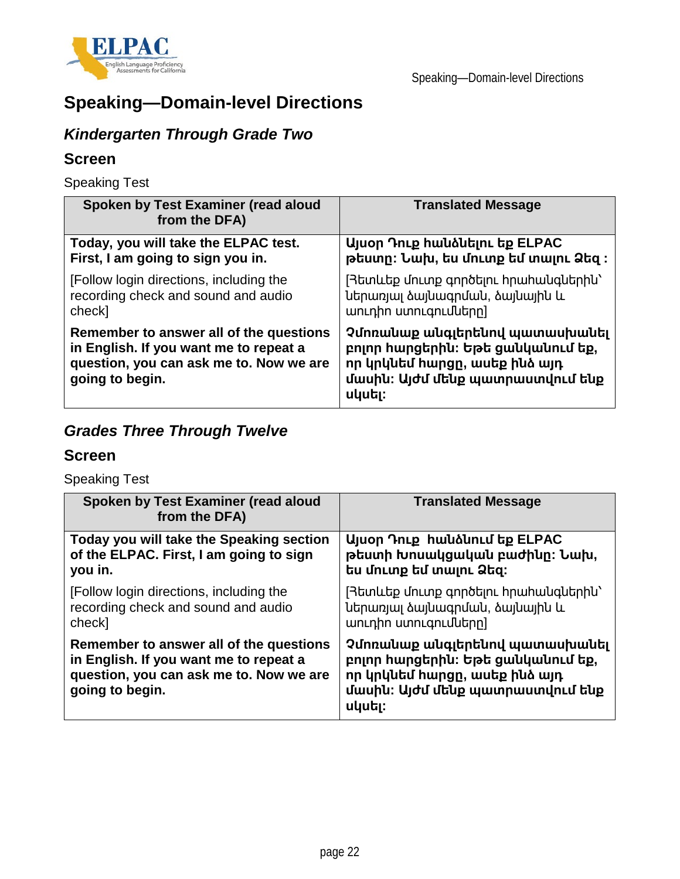# Speaking—Domain-level Directions

## *Kindergarten Through Grade Two*

### Screen

Speaking Test

| Spoken by Test Examiner (read aloud from the DFA) | Translated Message |
|---|---|
| **Today, you will take the ELPAC test. First, I am going to sign you in.** | **Այսօր Դուք հանձնելու եք ELPAC թեստը: Նախ, ես մուտք եմ տալու Ձեզ :** |
| [Follow login directions, including the recording check and sound and audio check] | [Հետևեք մուտք գործելու հրահանգներին՝ ներառյալ ձայնագրման, ձայնային և աուդիո ստուգումները] |
| **Remember to answer all of the questions in English. If you want me to repeat a question, you can ask me to. Now we are going to begin.** | **Չմոռանաք անգլերենով պատասխանել բոլոր հարցերին: Եթե ցանկանում եք, որ կրկնեմ հարցը, ասեք ինձ այդ մասին: Այժմ մենք պատրաստվում ենք սկսել:** |

## *Grades Three Through Twelve*

### Screen

Speaking Test

| Spoken by Test Examiner (read aloud from the DFA) | Translated Message |
|---|---|
| **Today you will take the Speaking section of the ELPAC. First, I am going to sign you in.** | **Այսօր Դուք հանձնում եք ELPAC թեստի Խոսակցական բաժինը: Նախ, ես մուտք եմ տալու Ձեզ:** |
| [Follow login directions, including the recording check and sound and audio check] | [Հետևեք մուտք գործելու հրահանգներին՝ ներառյալ ձայնագրման, ձայնային և աուդիո ստուգումները] |
| **Remember to answer all of the questions in English. If you want me to repeat a question, you can ask me to. Now we are going to begin.** | **Չմոռանաք անգլերենով պատասխանել բոլոր հարցերին: Եթե ցանկանում եք, որ կրկնեմ հարցը, ասեք ինձ այդ մասին: Այժմ մենք պատրաստվում ենք սկսել:** |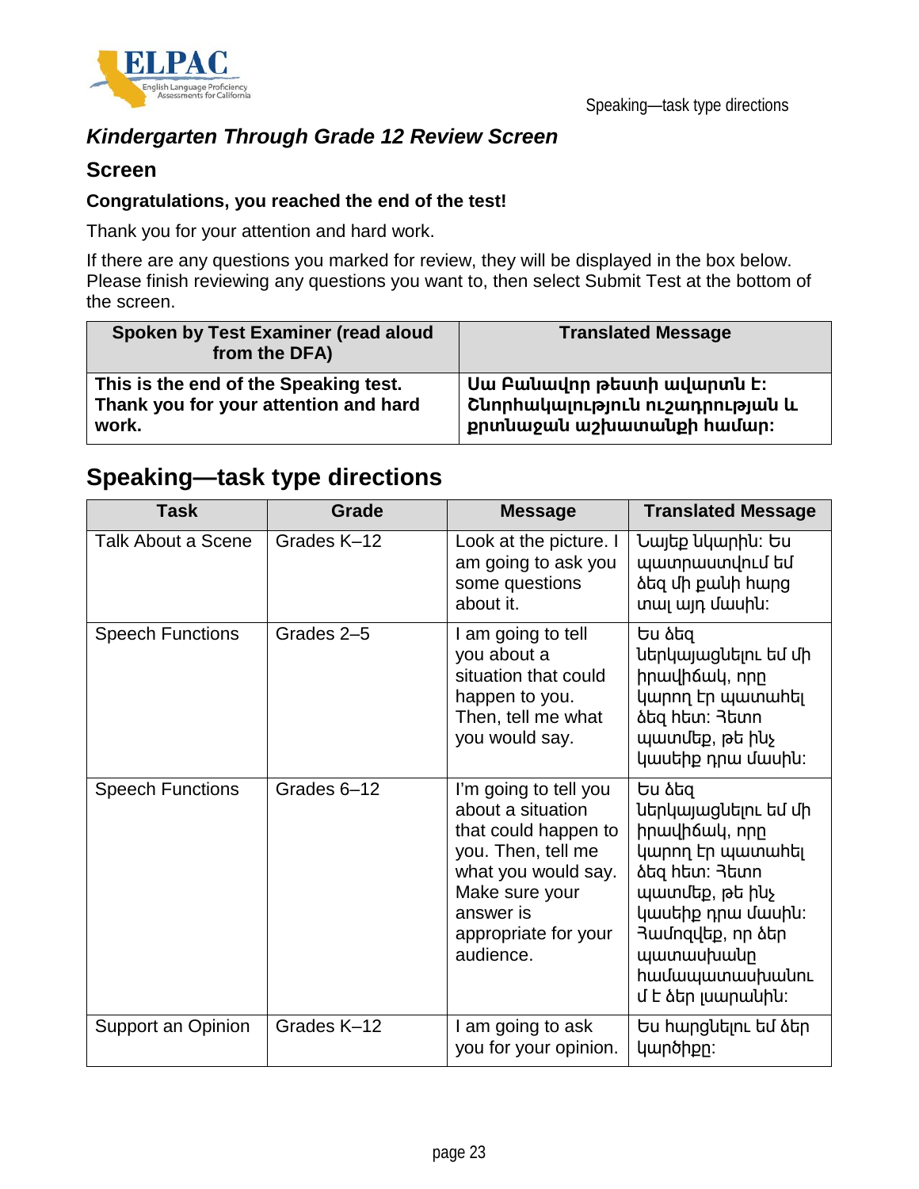### *Kindergarten Through Grade 12 Review Screen*

#### Screen

**Congratulations, you reached the end of the test!**

Thank you for your attention and hard work.

If there are any questions you marked for review, they will be displayed in the box below. Please finish reviewing any questions you want to, then select Submit Test at the bottom of the screen.

| Spoken by Test Examiner (read aloud from the DFA) | Translated Message |
|---|---|
| **This is the end of the Speaking test. Thank you for your attention and hard work.** | **Սա Բանավոր թեստի ավարտն է: Շնորհակալություն ուշադրության և քրտնաջան աշխատանքի համար:** |

## Speaking—task type directions

| Task | Grade | Message | Translated Message |
|---|---|---|---|
| Talk About a Scene | Grades K–12 | Look at the picture. I am going to ask you some questions about it. | Նայեք նկարին: Ես պատրաստվում եմ ձեզ մի քանի հարց տալ այդ մասին: |
| Speech Functions | Grades 2–5 | I am going to tell you about a situation that could happen to you. Then, tell me what you would say. | Ես ձեզ ներկայացնելու եմ մի իրավիճակ, որը կարող էր պատահել ձեզ հետ: Հետո պատմեք, թե ինչ կասեիք դրա մասին: |
| Speech Functions | Grades 6–12 | I'm going to tell you about a situation that could happen to you. Then, tell me what you would say. Make sure your answer is appropriate for your audience. | Ես ձեզ ներկայացնելու եմ մի իրավիճակ, որը կարող էր պատահել ձեզ հետ: Հետո պատմեք, թե ինչ կասեիք դրա մասին: Համոզվեք, որ ձեր պատասխանը համապատասխանում է ձեր լսարանին: |
| Support an Opinion | Grades K–12 | I am going to ask you for your opinion. | Ես հարցնելու եմ ձեր կարծիքը: |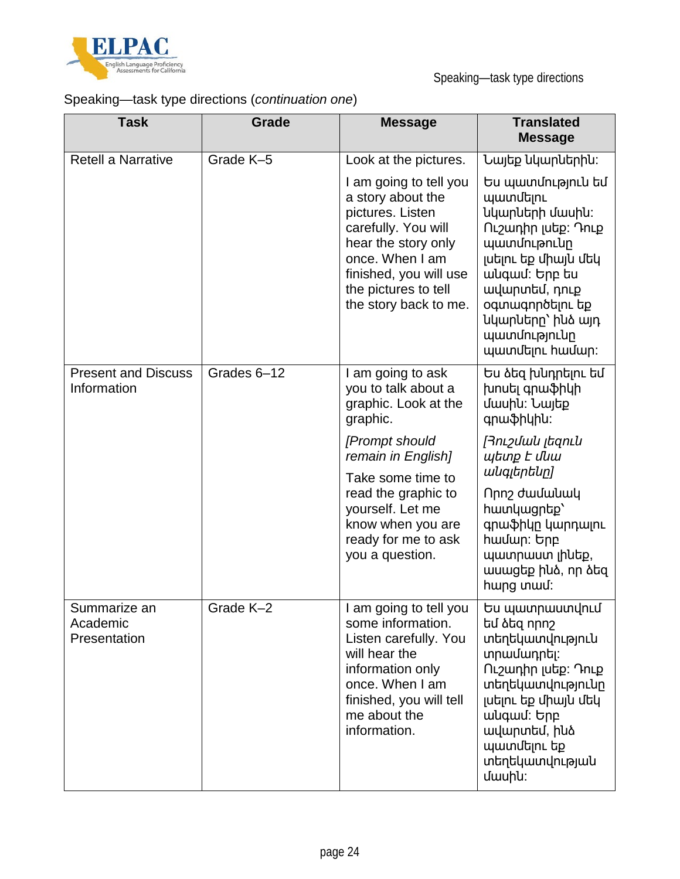Speaking—task type directions (*continuation one*)

| Task | Grade | Message | Translated Message |
|---|---|---|---|
| Retell a Narrative | Grade K–5 | Look at the pictures.<br><br>I am going to tell you a story about the pictures. Listen carefully. You will hear the story only once. When I am finished, you will use the pictures to tell the story back to me. | Նայեք նկարներին:<br><br>Ես պատմություն եմ պատմելու նկարների մասին: Ուշադիր լսեք: Դուք պատմութունը լսելու եք միայն մեկ անգամ: Երբ ես ավարտեմ, դուք օգտագործելու եք նկարները՝ ինձ այդ պատմությունը պատմելու համար: |
| Present and Discuss Information | Grades 6–12 | I am going to ask you to talk about a graphic. Look at the graphic.<br><br>*[Prompt should remain in English]*<br><br>Take some time to read the graphic to yourself. Let me know when you are ready for me to ask you a question. | Ես ձեզ խնդրելու եմ խոսել գրաֆիկի մասին: Նայեք գրաֆիկին:<br><br>*[Յուշման լեզուն պետք է մնա անգլերենը]*<br><br>Որոշ ժամանակ հատկացրեք՝ գրաֆիկը կարդալու համար: Երբ պատրաստ լինեք, ասացեք ինձ, որ ձեզ հարց տամ: |
| Summarize an Academic Presentation | Grade K–2 | I am going to tell you some information. Listen carefully. You will hear the information only once. When I am finished, you will tell me about the information. | Ես պատրաստվում եմ ձեզ որոշ տեղեկատվություն տրամադրել: Ուշադիր լսեք: Դուք տեղեկատվությունը լսելու եք միայն մեկ անգամ: Երբ ավարտեմ, ինձ պատմելու եք տեղեկատվության մասին: |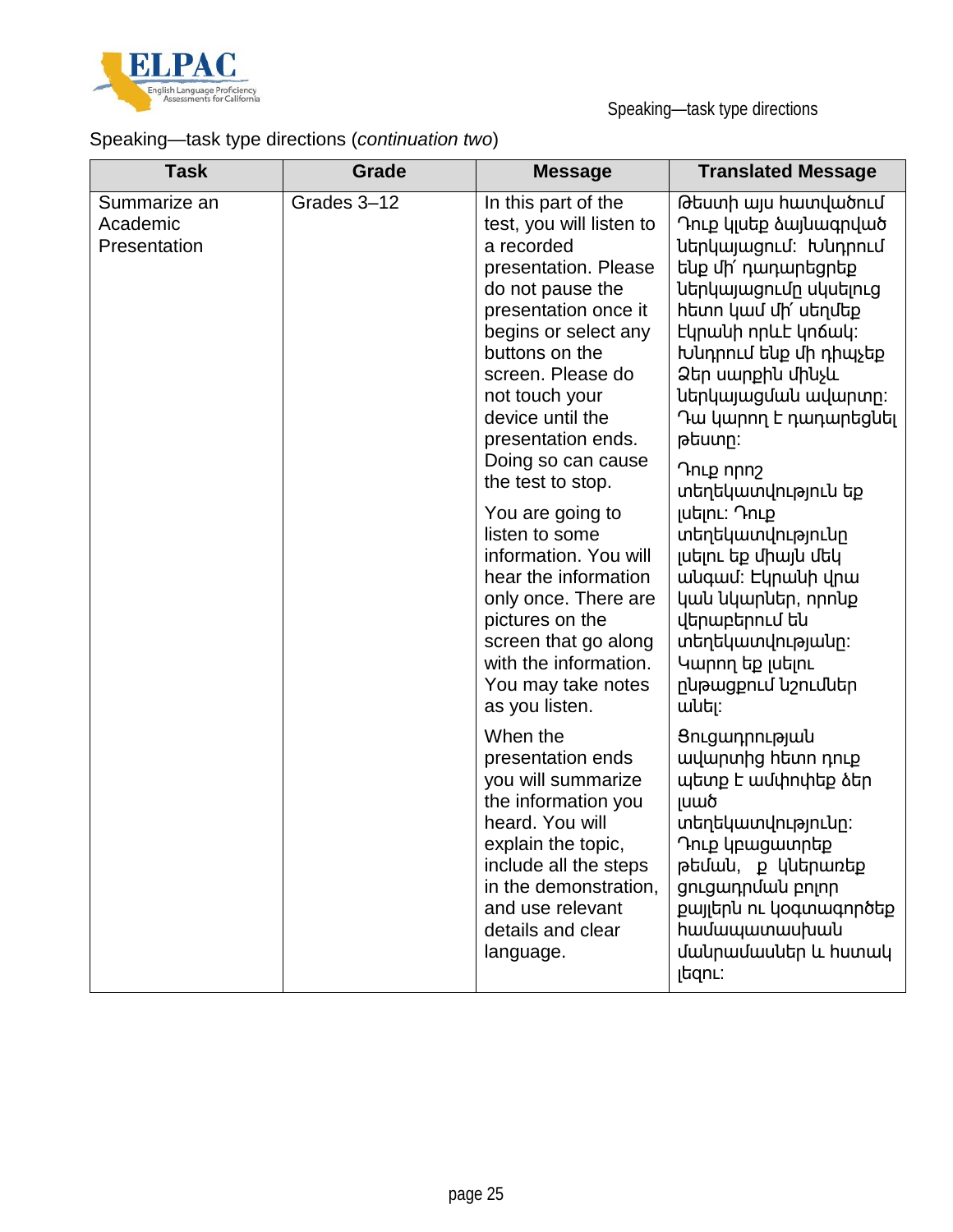Speaking—task type directions (*continuation two*)

| Task | Grade | Message | Translated Message |
| --- | --- | --- | --- |
| Summarize an Academic Presentation | Grades 3–12 | In this part of the test, you will listen to a recorded presentation. Please do not pause the presentation once it begins or select any buttons on the screen. Please do not touch your device until the presentation ends. Doing so can cause the test to stop.<br><br>You are going to listen to some information. You will hear the information only once. There are pictures on the screen that go along with the information. You may take notes as you listen.<br><br>When the presentation ends you will summarize the information you heard. You will explain the topic, include all the steps in the demonstration, and use relevant details and clear language. | Թեստի այս հատվածում Դուք կլսեք ձայնագրված ներկայացում: Խնդրում ենք մի՛ դադարեցրեք ներկայացումը սկսելուց հետո կամ մի՛ սեղմեք էկրանի որևէ կոճակ: Խնդրում ենք մի դիպչեք Ձեր սարքին մինչև ներկայացման ավարտը: Դա կարող է դադարեցնել թեստը:<br><br>Դուք որոշ տեղեկատվություն եք լսելու: Դուք տեղեկատվությունը լսելու եք միայն մեկ անգամ: Էկրանի վրա կան նկարներ, որոնք վերաբերում են տեղեկատվությանը: Կարող եք լսելու ընթացքում նշումներ անել:<br><br>Ցուցադրության ավարտից հետո դուք պետք է ամփոփեք ձեր լսած տեղեկատվությունը: Դուք կբացատրեք թեման, ք կներառեք ցուցադրման բոլոր քայլերն ու կօգտագործեք համապատասխան մանրամասներ և հստակ լեզու: |